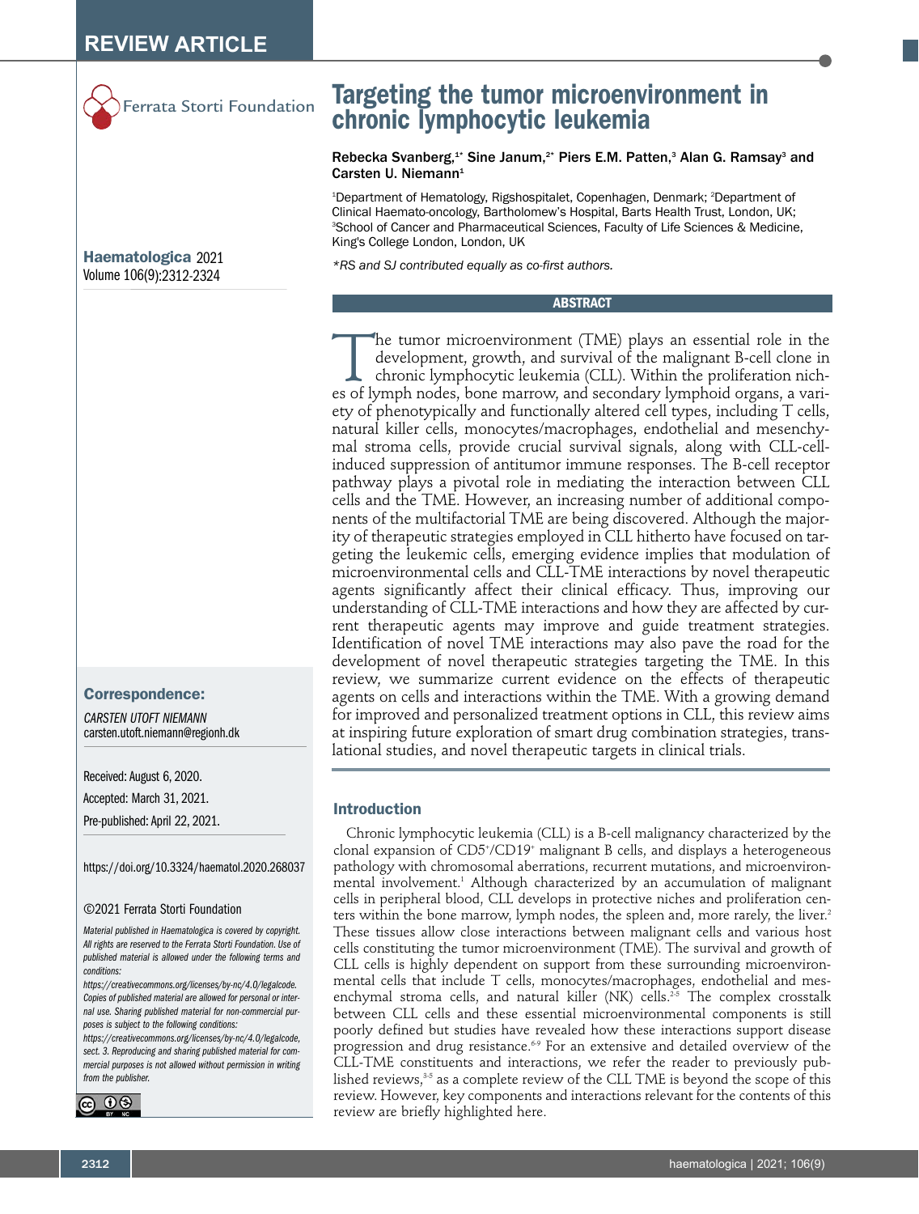REVIEW ARTICLE

Ferrata Storti Foundation

# Targeting the tumor microenvironment in chronic lymphocytic leukemia

Rebecka Svanberg,[1*] Sine Janum,[2*] Piers E.M. Patten,[3] Alan G. Ramsay[3] and Carsten U. Niemann[1]

[1]Department of Hematology, Rigshospitalet, Copenhagen, Denmark; [2]Department of Clinical Haemato-oncology, Bartholomew's Hospital, Barts Health Trust, London, UK; [3]School of Cancer and Pharmaceutical Sciences, Faculty of Life Sciences & Medicine, King's College London, London, UK

*RS and SJ contributed equally as co-first authors.

**Haematologica** 2021
Volume 106(9):2312-2324

**Correspondence:**

*CARSTEN UTOFT NIEMANN*
carsten.utoft.niemann@regionh.dk

Received: August 6, 2020.

Accepted: March 31, 2021.

Pre-published: April 22, 2021.

https://doi.org/10.3324/haematol.2020.268037

©2021 Ferrata Storti Foundation

*Material published in Haematologica is covered by copyright. All rights are reserved to the Ferrata Storti Foundation. Use of published material is allowed under the following terms and conditions:*
*https://creativecommons.org/licenses/by-nc/4.0/legalcode. Copies of published material are allowed for personal or internal use. Sharing published material for non-commercial purposes is subject to the following conditions:*
*https://creativecommons.org/licenses/by-nc/4.0/legalcode, sect. 3. Reproducing and sharing published material for commercial purposes is not allowed without permission in writing from the publisher.*

## ABSTRACT

The tumor microenvironment (TME) plays an essential role in the development, growth, and survival of the malignant B-cell clone in chronic lymphocytic leukemia (CLL). Within the proliferation niches of lymph nodes, bone marrow, and secondary lymphoid organs, a variety of phenotypically and functionally altered cell types, including T cells, natural killer cells, monocytes/macrophages, endothelial and mesenchymal stroma cells, provide crucial survival signals, along with CLL-cell-induced suppression of antitumor immune responses. The B-cell receptor pathway plays a pivotal role in mediating the interaction between CLL cells and the TME. However, an increasing number of additional components of the multifactorial TME are being discovered. Although the majority of therapeutic strategies employed in CLL hitherto have focused on targeting the leukemic cells, emerging evidence implies that modulation of microenvironmental cells and CLL-TME interactions by novel therapeutic agents significantly affect their clinical efficacy. Thus, improving our understanding of CLL-TME interactions and how they are affected by current therapeutic agents may improve and guide treatment strategies. Identification of novel TME interactions may also pave the road for the development of novel therapeutic strategies targeting the TME. In this review, we summarize current evidence on the effects of therapeutic agents on cells and interactions within the TME. With a growing demand for improved and personalized treatment options in CLL, this review aims at inspiring future exploration of smart drug combination strategies, translational studies, and novel therapeutic targets in clinical trials.

## Introduction

Chronic lymphocytic leukemia (CLL) is a B-cell malignancy characterized by the clonal expansion of $CD5^+/CD19^+$ malignant B cells, and displays a heterogeneous pathology with chromosomal aberrations, recurrent mutations, and microenvironmental involvement.[1] Although characterized by an accumulation of malignant cells in peripheral blood, CLL develops in protective niches and proliferation centers within the bone marrow, lymph nodes, the spleen and, more rarely, the liver.[2] These tissues allow close interactions between malignant cells and various host cells constituting the tumor microenvironment (TME). The survival and growth of CLL cells is highly dependent on support from these surrounding microenvironmental cells that include T cells, monocytes/macrophages, endothelial and mesenchymal stroma cells, and natural killer (NK) cells.[2-5] The complex crosstalk between CLL cells and these essential microenvironmental components is still poorly defined but studies have revealed how these interactions support disease progression and drug resistance.[6-9] For an extensive and detailed overview of the CLL-TME constituents and interactions, we refer the reader to previously published reviews,[3-5] as a complete review of the CLL TME is beyond the scope of this review. However, key components and interactions relevant for the contents of this review are briefly highlighted here.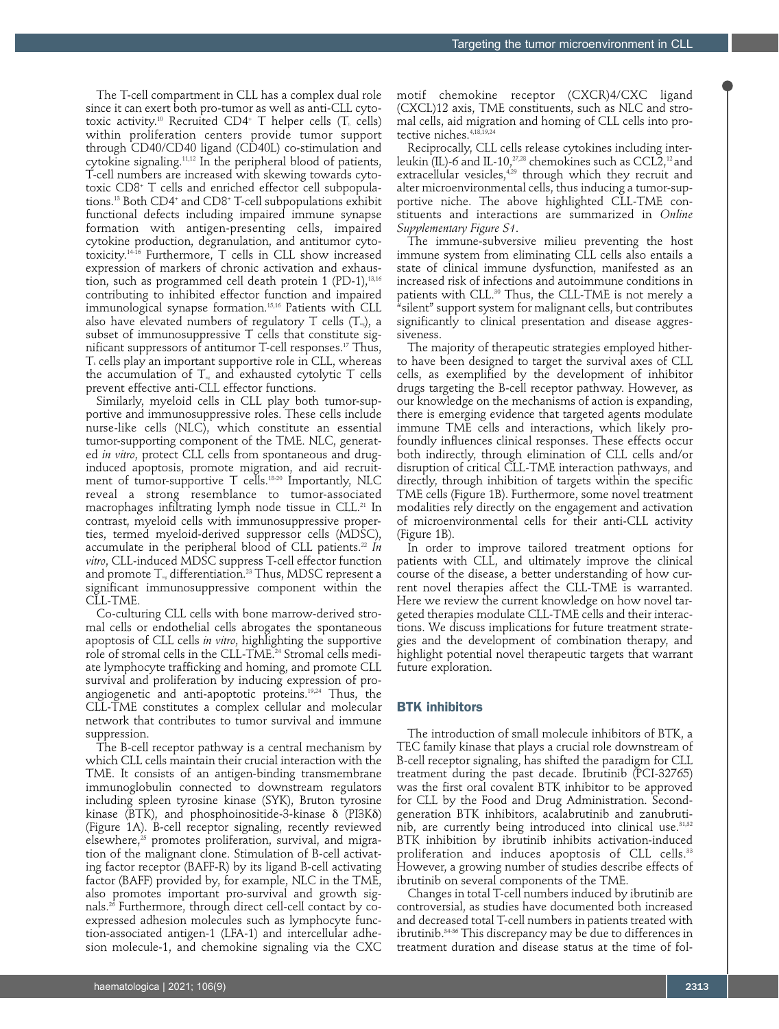The T-cell compartment in CLL has a complex dual role since it can exert both pro-tumor as well as anti-CLL cytotoxic activity.[10] Recruited CD4+ T helper cells ($T_h$ cells) within proliferation centers provide tumor support through CD40/CD40 ligand (CD40L) co-stimulation and cytokine signaling.[11,12] In the peripheral blood of patients, T-cell numbers are increased with skewing towards cytotoxic CD8+ T cells and enriched effector cell subpopulations.[13] Both CD4+ and CD8+ T-cell subpopulations exhibit functional defects including impaired immune synapse formation with antigen-presenting cells, impaired cytokine production, degranulation, and antitumor cytotoxicity.[14-16] Furthermore, T cells in CLL show increased expression of markers of chronic activation and exhaustion, such as programmed cell death protein 1 (PD-1),[13,16] contributing to inhibited effector function and impaired immunological synapse formation.[15,16] Patients with CLL also have elevated numbers of regulatory T cells ($T_{reg}$), a subset of immunosuppressive T cells that constitute significant suppressors of antitumor T-cell responses.[17] Thus, $T_h$ cells play an important supportive role in CLL, whereas the accumulation of $T_{reg}$ and exhausted cytolytic T cells prevent effective anti-CLL effector functions.

Similarly, myeloid cells in CLL play both tumor-supportive and immunosuppressive roles. These cells include nurse-like cells (NLC), which constitute an essential tumor-supporting component of the TME. NLC, generated *in vitro*, protect CLL cells from spontaneous and drug-induced apoptosis, promote migration, and aid recruitment of tumor-supportive T cells.[18-20] Importantly, NLC reveal a strong resemblance to tumor-associated macrophages infiltrating lymph node tissue in CLL.[21] In contrast, myeloid cells with immunosuppressive properties, termed myeloid-derived suppressor cells (MDSC), accumulate in the peripheral blood of CLL patients.[22] *In vitro*, CLL-induced MDSC suppress T-cell effector function and promote $T_{reg}$ differentiation.[23] Thus, MDSC represent a significant immunosuppressive component within the CLL-TME.

Co-culturing CLL cells with bone marrow-derived stromal cells or endothelial cells abrogates the spontaneous apoptosis of CLL cells *in vitro*, highlighting the supportive role of stromal cells in the CLL-TME.[24] Stromal cells mediate lymphocyte trafficking and homing, and promote CLL survival and proliferation by inducing expression of pro-angiogenetic and anti-apoptotic proteins.[19,24] Thus, the CLL-TME constitutes a complex cellular and molecular network that contributes to tumor survival and immune suppression.

The B-cell receptor pathway is a central mechanism by which CLL cells maintain their crucial interaction with the TME. It consists of an antigen-binding transmembrane immunoglobulin connected to downstream regulators including spleen tyrosine kinase (SYK), Bruton tyrosine kinase (BTK), and phosphoinositide-3-kinase δ (PI3Kδ) (Figure 1A). B-cell receptor signaling, recently reviewed elsewhere,[25] promotes proliferation, survival, and migration of the malignant clone. Stimulation of B-cell activating factor receptor (BAFF-R) by its ligand B-cell activating factor (BAFF) provided by, for example, NLC in the TME, also promotes important pro-survival and growth signals.[26] Furthermore, through direct cell-cell contact by co-expressed adhesion molecules such as lymphocyte function-associated antigen-1 (LFA-1) and intercellular adhesion molecule-1, and chemokine signaling via the CXC motif chemokine receptor (CXCR)4/CXC ligand (CXCL)12 axis, TME constituents, such as NLC and stromal cells, aid migration and homing of CLL cells into protective niches.[4,18,19,24]

Reciprocally, CLL cells release cytokines including interleukin (IL)-6 and IL-10,[27,28] chemokines such as CCL2,[12] and extracellular vesicles,[4,29] through which they recruit and alter microenvironmental cells, thus inducing a tumor-supportive niche. The above highlighted CLL-TME constituents and interactions are summarized in *Online Supplementary Figure S1*.

The immune-subversive milieu preventing the host immune system from eliminating CLL cells also entails a state of clinical immune dysfunction, manifested as an increased risk of infections and autoimmune conditions in patients with CLL.[30] Thus, the CLL-TME is not merely a "silent" support system for malignant cells, but contributes significantly to clinical presentation and disease aggressiveness.

The majority of therapeutic strategies employed hitherto have been designed to target the survival axes of CLL cells, as exemplified by the development of inhibitor drugs targeting the B-cell receptor pathway. However, as our knowledge on the mechanisms of action is expanding, there is emerging evidence that targeted agents modulate immune TME cells and interactions, which likely profoundly influences clinical responses. These effects occur both indirectly, through elimination of CLL cells and/or disruption of critical CLL-TME interaction pathways, and directly, through inhibition of targets within the specific TME cells (Figure 1B). Furthermore, some novel treatment modalities rely directly on the engagement and activation of microenvironmental cells for their anti-CLL activity (Figure 1B).

In order to improve tailored treatment options for patients with CLL, and ultimately improve the clinical course of the disease, a better understanding of how current novel therapies affect the CLL-TME is warranted. Here we review the current knowledge on how novel targeted therapies modulate CLL-TME cells and their interactions. We discuss implications for future treatment strategies and the development of combination therapy, and highlight potential novel therapeutic targets that warrant future exploration.

## BTK inhibitors

The introduction of small molecule inhibitors of BTK, a TEC family kinase that plays a crucial role downstream of B-cell receptor signaling, has shifted the paradigm for CLL treatment during the past decade. Ibrutinib (PCI-32765) was the first oral covalent BTK inhibitor to be approved for CLL by the Food and Drug Administration. Second-generation BTK inhibitors, acalabrutinib and zanubrutinib, are currently being introduced into clinical use.[31,32] BTK inhibition by ibrutinib inhibits activation-induced proliferation and induces apoptosis of CLL cells.[33] However, a growing number of studies describe effects of ibrutinib on several components of the TME.

Changes in total T-cell numbers induced by ibrutinib are controversial, as studies have documented both increased and decreased total T-cell numbers in patients treated with ibrutinib.[34-36] This discrepancy may be due to differences in treatment duration and disease status at the time of fol-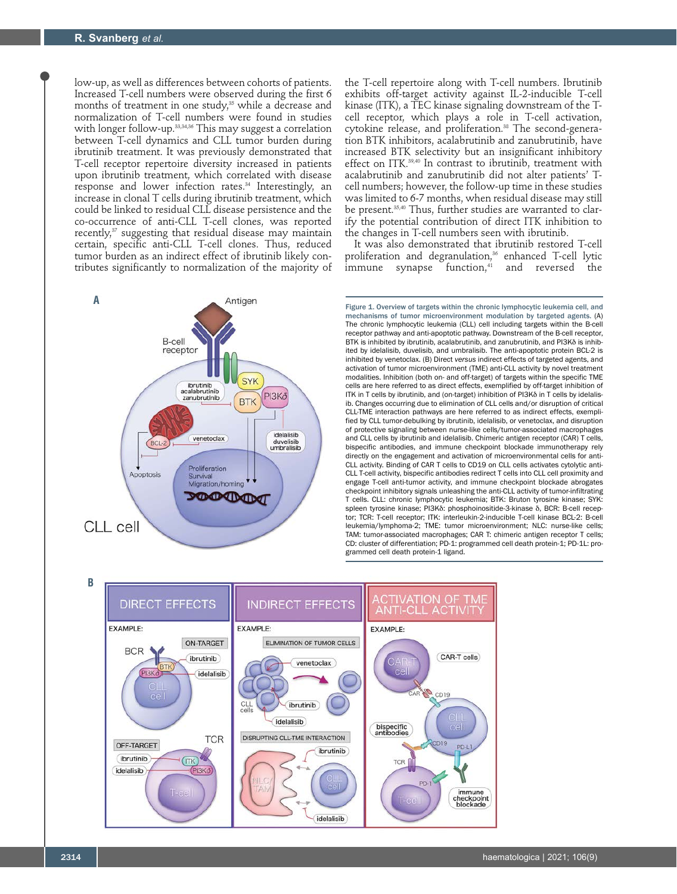low-up, as well as differences between cohorts of patients. Increased T-cell numbers were observed during the first 6 months of treatment in one study,[35] while a decrease and normalization of T-cell numbers were found in studies with longer follow-up.[33,34,36] This may suggest a correlation between T-cell dynamics and CLL tumor burden during ibrutinib treatment. It was previously demonstrated that T-cell receptor repertoire diversity increased in patients upon ibrutinib treatment, which correlated with disease response and lower infection rates.[34] Interestingly, an increase in clonal T cells during ibrutinib treatment, which could be linked to residual CLL disease persistence and the co-occurrence of anti-CLL T-cell clones, was reported recently,[37] suggesting that residual disease may maintain certain, specific anti-CLL T-cell clones. Thus, reduced tumor burden as an indirect effect of ibrutinib likely contributes significantly to normalization of the majority of the T-cell repertoire along with T-cell numbers. Ibrutinib exhibits off-target activity against IL-2-inducible T-cell kinase (ITK), a TEC kinase signaling downstream of the T-cell receptor, which plays a role in T-cell activation, cytokine release, and proliferation.[38] The second-generation BTK inhibitors, acalabrutinib and zanubrutinib, have increased BTK selectivity but an insignificant inhibitory effect on ITK.[39,40] In contrast to ibrutinib, treatment with acalabrutinib and zanubrutinib did not alter patients' T-cell numbers; however, the follow-up time in these studies was limited to 6-7 months, when residual disease may still be present.[35,40] Thus, further studies are warranted to clarify the potential contribution of direct ITK inhibition to the changes in T-cell numbers seen with ibrutinib.

It was also demonstrated that ibrutinib restored T-cell proliferation and degranulation,[36] enhanced T-cell lytic immune synapse function,[41] and reversed the

A

Antigen

B-cell receptor

SYK

ibrutinib
acalabrutinib
zanubrutinib

BTK

PI3Kδ

BCL-2

venetoclax

idelalisib
duvelisib
umbralisib

Apoptosis

Proliferation
Survival
Migration/homing

CLL cell

B

DIRECT EFFECTS

EXAMPLE:

ON-TARGET

BCR

BTK

PI3Kδ

ibrutinib

idelalisib

CLL cell

OFF-TARGET

TCR

ibrutinib

idelalisib

ITK

PI3Kδ

T-cell

INDIRECT EFFECTS

EXAMPLE:

ELIMINATION OF TUMOR CELLS

venetoclax

CLL cells

ibrutinib

idelalisib

DISRUPTING CLL-TME INTERACTION

ibrutinib

NLC/TAM

CLL cell

idelalisib

ACTIVATION OF TME ANTI-CLL ACTIVITY

EXAMPLE:

CAR-T cell

CAR-T cells

CAR

CD19

bispecific antibodies

CLL cell

CD19

PD-L1

TCR

PD-1

T-cell

immune checkpoint blockade

Figure 1. Overview of targets within the chronic lymphocytic leukemia cell, and mechanisms of tumor microenvironment modulation by targeted agents. (A) The chronic lymphocytic leukemia (CLL) cell including targets within the B-cell receptor pathway and anti-apoptotic pathway. Downstream of the B-cell receptor, BTK is inhibited by ibrutinib, acalabrutinib, and zanubrutinib, and PI3Kδ is inhibited by idelalisib, duvelisib, and umbralisib. The anti-apoptotic protein BCL-2 is inhibited by venetoclax. (B) Direct *versus* indirect effects of targeted agents, and activation of tumor microenvironment (TME) anti-CLL activity by novel treatment modalities. Inhibition (both on- and off-target) of targets within the specific TME cells are here referred to as direct effects, exemplified by off-target inhibition of ITK in T cells by ibrutinib, and (on-target) inhibition of PI3Kδ in T cells by idelalisib. Changes occurring due to elimination of CLL cells and/or disruption of critical CLL-TME interaction pathways are here referred to as indirect effects, exemplified by CLL tumor-debulking by ibrutinib, idelalisib, or venetoclax, and disruption of protective signaling between nurse-like cells/tumor-associated macrophages and CLL cells by ibrutinib and idelalisib. Chimeric antigen receptor (CAR) T cells, bispecific antibodies, and immune checkpoint blockade immunotherapy rely directly on the engagement and activation of microenvironmental cells for anti-CLL activity. Binding of CAR T cells to CD19 on CLL cells activates cytolytic anti-CLL T-cell activity, bispecific antibodies redirect T cells into CLL cell proximity and engage T-cell anti-tumor activity, and immune checkpoint blockade abrogates checkpoint inhibitory signals unleashing the anti-CLL activity of tumor-infiltrating T cells. CLL: chronic lymphocytic leukemia; BTK: Bruton tyrosine kinase; SYK: spleen tyrosine kinase; PI3Kδ: phosphoinositide-3-kinase δ, BCR: B-cell receptor; TCR: T-cell receptor; ITK: interleukin-2-inducible T-cell kinase BCL-2: B-cell leukemia/lymphoma-2; TME: tumor microenvironment; NLC: nurse-like cells; TAM: tumor-associated macrophages; CAR T: chimeric antigen receptor T cells; CD: cluster of differentiation; PD-1: programmed cell death protein-1; PD-1L: programmed cell death protein-1 ligand.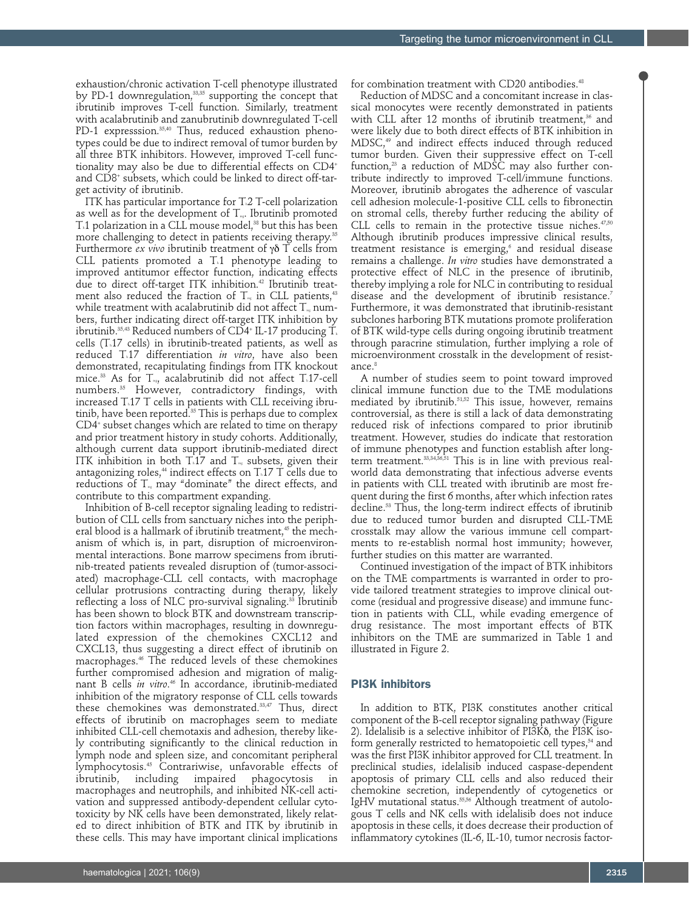exhaustion/chronic activation T-cell phenotype illustrated by PD-1 downregulation,[33,35] supporting the concept that ibrutinib improves T-cell function. Similarly, treatment with acalabrutinib and zanubrutinib downregulated T-cell PD-1 expresssion.[35,40] Thus, reduced exhaustion phenotypes could be due to indirect removal of tumor burden by all three BTK inhibitors. However, improved T-cell functionality may also be due to differential effects on CD4+ and CD8+ subsets, which could be linked to direct off-target activity of ibrutinib.

ITK has particular importance for $T_h2$ T-cell polarization as well as for the development of $T_{reg}$. Ibrutinib promoted $T_h1$ polarization in a CLL mouse model,[38] but this has been more challenging to detect in patients receiving therapy.[35] Furthermore *ex vivo* ibrutinib treatment of γδ T cells from CLL patients promoted a $T_h1$ phenotype leading to improved antitumor effector function, indicating effects due to direct off-target ITK inhibition.[42] Ibrutinib treatment also reduced the fraction of $T_{reg}$ in CLL patients,[43] while treatment with acalabrutinib did not affect $T_{reg}$ numbers, further indicating direct off-target ITK inhibition by ibrutinib.[35,43] Reduced numbers of CD4+ IL-17 producing $T_h$ cells ($T_h17$ cells) in ibrutinib-treated patients, as well as reduced $T_h17$ differentiation *in vitro*, have also been demonstrated, recapitulating findings from ITK knockout mice.[33] As for $T_{reg}$, acalabrutinib did not affect $T_h17$-cell numbers.[35] However, contradictory findings, with increased $T_h17$ T cells in patients with CLL receiving ibrutinib, have been reported.[35] This is perhaps due to complex CD4+ subset changes which are related to time on therapy and prior treatment history in study cohorts. Additionally, although current data support ibrutinib-mediated direct ITK inhibition in both $T_h17$ and $T_{reg}$ subsets, given their antagonizing roles,[44] indirect effects on $T_h17$ T cells due to reductions of $T_{reg}$ may "dominate" the direct effects, and contribute to this compartment expanding.

Inhibition of B-cell receptor signaling leading to redistribution of CLL cells from sanctuary niches into the peripheral blood is a hallmark of ibrutinib treatment,[45] the mechanism of which is, in part, disruption of microenvironmental interactions. Bone marrow specimens from ibrutinib-treated patients revealed disruption of (tumor-associated) macrophage-CLL cell contacts, with macrophage cellular protrusions contracting during therapy, likely reflecting a loss of NLC pro-survival signaling.[33] Ibrutinib has been shown to block BTK and downstream transcription factors within macrophages, resulting in downregulated expression of the chemokines CXCL12 and CXCL13, thus suggesting a direct effect of ibrutinib on macrophages.[46] The reduced levels of these chemokines further compromised adhesion and migration of malignant B cells *in vitro*.[46] In accordance, ibrutinib-mediated inhibition of the migratory response of CLL cells towards these chemokines was demonstrated.[33,47] Thus, direct effects of ibrutinib on macrophages seem to mediate inhibited CLL-cell chemotaxis and adhesion, thereby likely contributing significantly to the clinical reduction in lymph node and spleen size, and concomitant peripheral lymphocytosis.[45] Contrariwise, unfavorable effects of ibrutinib, including impaired phagocytosis in macrophages and neutrophils, and inhibited NK-cell activation and suppressed antibody-dependent cellular cytotoxicity by NK cells have been demonstrated, likely related to direct inhibition of BTK and ITK by ibrutinib in these cells. This may have important clinical implications for combination treatment with CD20 antibodies.[48]

Reduction of MDSC and a concomitant increase in classical monocytes were recently demonstrated in patients with CLL after 12 months of ibrutinib treatment,[36] and were likely due to both direct effects of BTK inhibition in MDSC,[49] and indirect effects induced through reduced tumor burden. Given their suppressive effect on T-cell function,[23] a reduction of MDSC may also further contribute indirectly to improved T-cell/immune functions. Moreover, ibrutinib abrogates the adherence of vascular cell adhesion molecule-1-positive CLL cells to fibronectin on stromal cells, thereby further reducing the ability of CLL cells to remain in the protective tissue niches.[47,50] Although ibrutinib produces impressive clinical results, treatment resistance is emerging,[6] and residual disease remains a challenge. *In vitro* studies have demonstrated a protective effect of NLC in the presence of ibrutinib, thereby implying a role for NLC in contributing to residual disease and the development of ibrutinib resistance.[7] Furthermore, it was demonstrated that ibrutinib-resistant subclones harboring BTK mutations promote proliferation of BTK wild-type cells during ongoing ibrutinib treatment through paracrine stimulation, further implying a role of microenvironment crosstalk in the development of resistance.[8]

A number of studies seem to point toward improved clinical immune function due to the TME modulations mediated by ibrutinib.[51,52] This issue, however, remains controversial, as there is still a lack of data demonstrating reduced risk of infections compared to prior ibrutinib treatment. However, studies do indicate that restoration of immune phenotypes and function establish after long-term treatment.[33,34,36,51] This is in line with previous real-world data demonstrating that infectious adverse events in patients with CLL treated with ibrutinib are most frequent during the first 6 months, after which infection rates decline.[53] Thus, the long-term indirect effects of ibrutinib due to reduced tumor burden and disrupted CLL-TME crosstalk may allow the various immune cell compartments to re-establish normal host immunity; however, further studies on this matter are warranted.

Continued investigation of the impact of BTK inhibitors on the TME compartments is warranted in order to provide tailored treatment strategies to improve clinical outcome (residual and progressive disease) and immune function in patients with CLL, while evading emergence of drug resistance. The most important effects of BTK inhibitors on the TME are summarized in Table 1 and illustrated in Figure 2.

## PI3K inhibitors

In addition to BTK, PI3K constitutes another critical component of the B-cell receptor signaling pathway (Figure 2). Idelalisib is a selective inhibitor of PI3Kδ, the PI3K isoform generally restricted to hematopoietic cell types,[54] and was the first PI3K inhibitor approved for CLL treatment. In preclinical studies, idelalisib induced caspase-dependent apoptosis of primary CLL cells and also reduced their chemokine secretion, independently of cytogenetics or IgHV mutational status.[55,56] Although treatment of autologous T cells and NK cells with idelalisib does not induce apoptosis in these cells, it does decrease their production of inflammatory cytokines (IL-6, IL-10, tumor necrosis factor-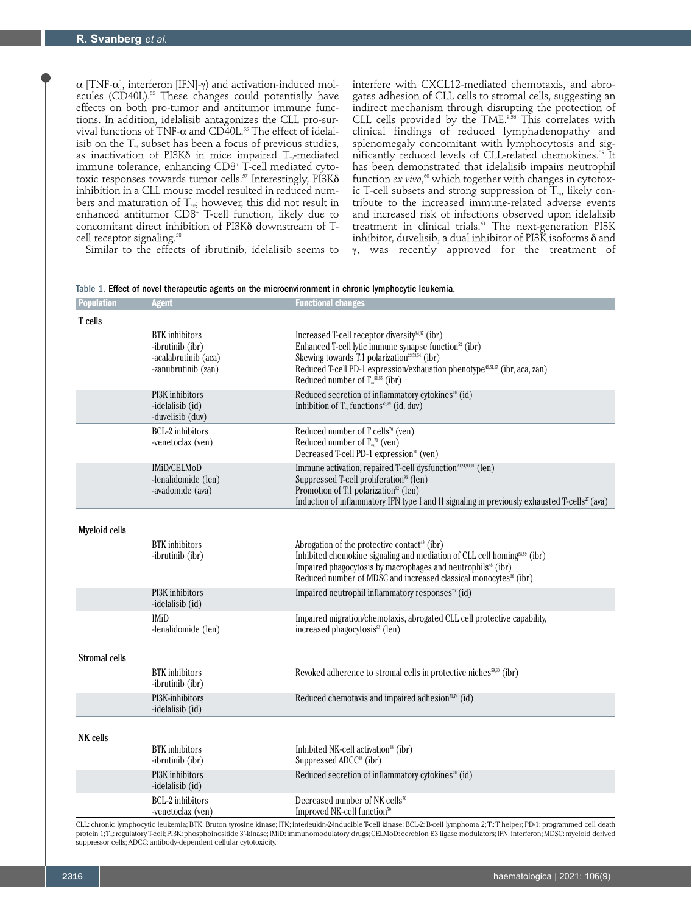α [TNF-α], interferon [IFN]-γ) and activation-induced molecules (CD40L).[55] These changes could potentially have effects on both pro-tumor and antitumor immune functions. In addition, idelalisib antagonizes the CLL pro-survival functions of TNF-α and CD40L.[55] The effect of idelalisib on the $T_{reg}$ subset has been a focus of previous studies, as inactivation of PI3Kδ in mice impaired $T_{reg}$-mediated immune tolerance, enhancing CD8+ T-cell mediated cytotoxic responses towards tumor cells.[57] Interestingly, PI3Kδ inhibition in a CLL mouse model resulted in reduced numbers and maturation of $T_{reg}$; however, this did not result in enhanced antitumor CD8+ T-cell function, likely due to concomitant direct inhibition of PI3Kδ downstream of T-cell receptor signaling.[58]

Similar to the effects of ibrutinib, idelalisib seems to interfere with CXCL12-mediated chemotaxis, and abrogates adhesion of CLL cells to stromal cells, suggesting an indirect mechanism through disrupting the protection of CLL cells provided by the TME.[9,56] This correlates with clinical findings of reduced lymphadenopathy and splenomegaly concomitant with lymphocytosis and significantly reduced levels of CLL-related chemokines.[59] It has been demonstrated that idelalisib impairs neutrophil function *ex vivo*,[60] which together with changes in cytotoxic T-cell subsets and strong suppression of $T_{reg}$, likely contribute to the increased immune-related adverse events and increased risk of infections observed upon idelalisib treatment in clinical trials.[61] The next-generation PI3K inhibitor, duvelisib, a dual inhibitor of PI3K isoforms δ and γ, was recently approved for the treatment of

**Table 1. Effect of novel therapeutic agents on the microenvironment in chronic lymphocytic leukemia.**

| Population | Agent | Functional changes |
|---|---|---|
| T cells | | |
| | BTK inhibitors<br>-ibrutinib (ibr)<br>-acalabrutinib (aca)<br>-zanubrutinib (zan) | Increased T-cell receptor diversity[34,37] (ibr)<br>Enhanced T-cell lytic immune synapse function[52] (ibr)<br>Skewing towards $T_H1$ polarization[25,53,54] (ibr)<br>Reduced T-cell PD-1 expression/exhaustion phenotype[49,51,67] (ibr, aca, zan)<br>Reduced number of $T_{reg}$[51,55] (ibr) |
| | PI3K inhibitors<br>-idelalisib (id)<br>-duvelisib (duv) | Reduced secretion of inflammatory cytokines[70] (id)<br>Inhibition of $T_{reg}$ functions[73,79] (id, duv) |
| | BCL-2 inhibitors<br>-venetoclax (ven) | Reduced number of T cells[70] (ven)<br>Reduced number of $T_{reg}$[70] (ven)<br>Decreased T-cell PD-1 expression[70] (ven) |
| | IMiD/CELMoD<br>-lenalidomide (len)<br>-avadomide (ava) | Immune activation, repaired T-cell dysfunction[20,24,90,91] (len)<br>Suppressed T-cell proliferation[93] (len)<br>Promotion of $T_H1$ polarization[92] (len)<br>Induction of inflammatory IFN type I and II signaling in previously exhausted T-cells[37] (ava) |
| Myeloid cells | | |
| | BTK inhibitors<br>-ibrutinib (ibr) | Abrogation of the protective contact[49] (ibr)<br>Inhibited chemokine signaling and mediation of CLL cell homing[58,59] (ibr)<br>Impaired phagocytosis by macrophages and neutrophils[48] (ibr)<br>Reduced number of MDSC and increased classical monocytes[16] (ibr) |
| | PI3K inhibitors<br>-idelalisib (id) | Impaired neutrophil inflammatory responses[76] (id) |
| | IMiD<br>-lenalidomide (len) | Impaired migration/chemotaxis, abrogated CLL cell protective capability, increased phagocytosis[93] (len) |
| Stromal cells | | |
| | BTK inhibitors<br>-ibrutinib (ibr) | Revoked adherence to stromal cells in protective niches[59,60] (ibr) |
| | PI3K-inhibitors<br>-idelalisib (id) | Reduced chemotaxis and impaired adhesion[73,74] (id) |
| NK cells | | |
| | BTK inhibitors<br>-ibrutinib (ibr) | Inhibited NK-cell activation[48] (ibr)<br>Suppressed ADCC[48] (ibr) |
| | PI3K inhibitors<br>-idelalisib (id) | Reduced secretion of inflammatory cytokines[70] (id) |
| | BCL-2 inhibitors<br>-venetoclax (ven) | Decreased number of NK cells[70]<br>Improved NK-cell function[70] |

CLL: chronic lymphocytic leukemia; BTK: Bruton tyrosine kinase; ITK; interleukin-2-inducible T-cell kinase; BCL-2: B-cell lymphoma 2; $T_H$: T helper; PD-1: programmed cell death protein 1; $T_{reg}$: regulatory T-cell; PI3K: phosphoinositide 3'-kinase; IMiD: immunomodulatory drugs; CELMoD: cereblon E3 ligase modulators; IFN: interferon; MDSC: myeloid derived suppressor cells; ADCC: antibody-dependent cellular cytotoxicity.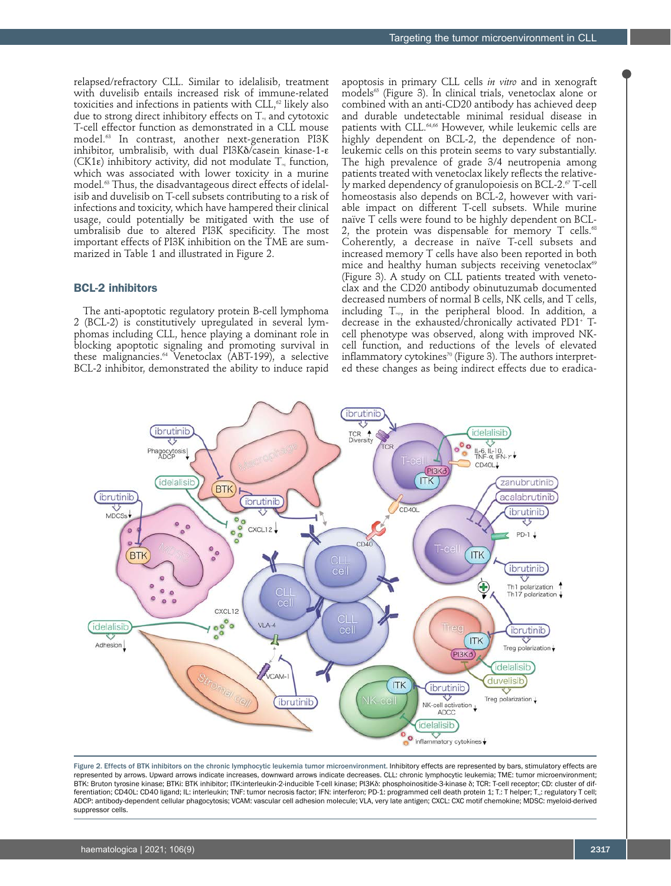relapsed/refractory CLL. Similar to idelalisib, treatment with duvelisib entails increased risk of immune-related toxicities and infections in patients with CLL,[62] likely also due to strong direct inhibitory effects on $T_{reg}$ and cytotoxic T-cell effector function as demonstrated in a CLL mouse model.[63] In contrast, another next-generation PI3K inhibitor, umbralisib, with dual PI3Kδ/casein kinase-1-ε (CK1ε) inhibitory activity, did not modulate $T_{reg}$ function, which was associated with lower toxicity in a murine model.[63] Thus, the disadvantageous direct effects of idelalisib and duvelisib on T-cell subsets contributing to a risk of infections and toxicity, which have hampered their clinical usage, could potentially be mitigated with the use of umbralisib due to altered PI3K specificity. The most important effects of PI3K inhibition on the TME are summarized in Table 1 and illustrated in Figure 2.

### BCL-2 inhibitors

The anti-apoptotic regulatory protein B-cell lymphoma 2 (BCL-2) is constitutively upregulated in several lymphomas including CLL, hence playing a dominant role in blocking apoptotic signaling and promoting survival in these malignancies.[64] Venetoclax (ABT-199), a selective BCL-2 inhibitor, demonstrated the ability to induce rapid apoptosis in primary CLL cells *in vitro* and in xenograft models[65] (Figure 3). In clinical trials, venetoclax alone or combined with an anti-CD20 antibody has achieved deep and durable undetectable minimal residual disease in patients with CLL.[64,66] However, while leukemic cells are highly dependent on BCL-2, the dependence of non-leukemic cells on this protein seems to vary substantially. The high prevalence of grade 3/4 neutropenia among patients treated with venetoclax likely reflects the relatively marked dependency of granulopoiesis on BCL-2.[67] T-cell homeostasis also depends on BCL-2, however with variable impact on different T-cell subsets. While murine naïve T cells were found to be highly dependent on BCL-2, the protein was dispensable for memory T cells.[68] Coherently, a decrease in naïve T-cell subsets and increased memory T cells have also been reported in both mice and healthy human subjects receiving venetoclax[69] (Figure 3). A study on CLL patients treated with venetoclax and the CD20 antibody obinutuzumab documented decreased numbers of normal B cells, NK cells, and T cells, including $T_{reg}$, in the peripheral blood. In addition, a decrease in the exhausted/chronically activated PD1[+] T-cell phenotype was observed, along with improved NK-cell function, and reductions of the levels of elevated inflammatory cytokines[70] (Figure 3). The authors interpreted these changes as being indirect effects due to eradica-

Figure 2. Effects of BTK inhibitors on the chronic lymphocytic leukemia tumor microenvironment. Inhibitory effects are represented by bars, stimulatory effects are represented by arrows. Upward arrows indicate increases, downward arrows indicate decreases. CLL: chronic lymphocytic leukemia; TME: tumor microenvironment; BTK: Bruton tyrosine kinase; BTKi: BTK inhibitor; ITK:interleukin-2-inducible T-cell kinase; PI3Kδ: phosphoinositide-3-kinase δ; TCR: T-cell receptor; CD: cluster of differentiation; CD40L: CD40 ligand; IL: interleukin; TNF: tumor necrosis factor; IFN: interferon; PD-1: programmed cell death protein 1; $T_H$: T helper; $T_{reg}$: regulatory T cell; ADCP: antibody-dependent cellular phagocytosis; VCAM: vascular cell adhesion molecule; VLA, very late antigen; CXCL: CXC motif chemokine; MDSC: myeloid-derived suppressor cells.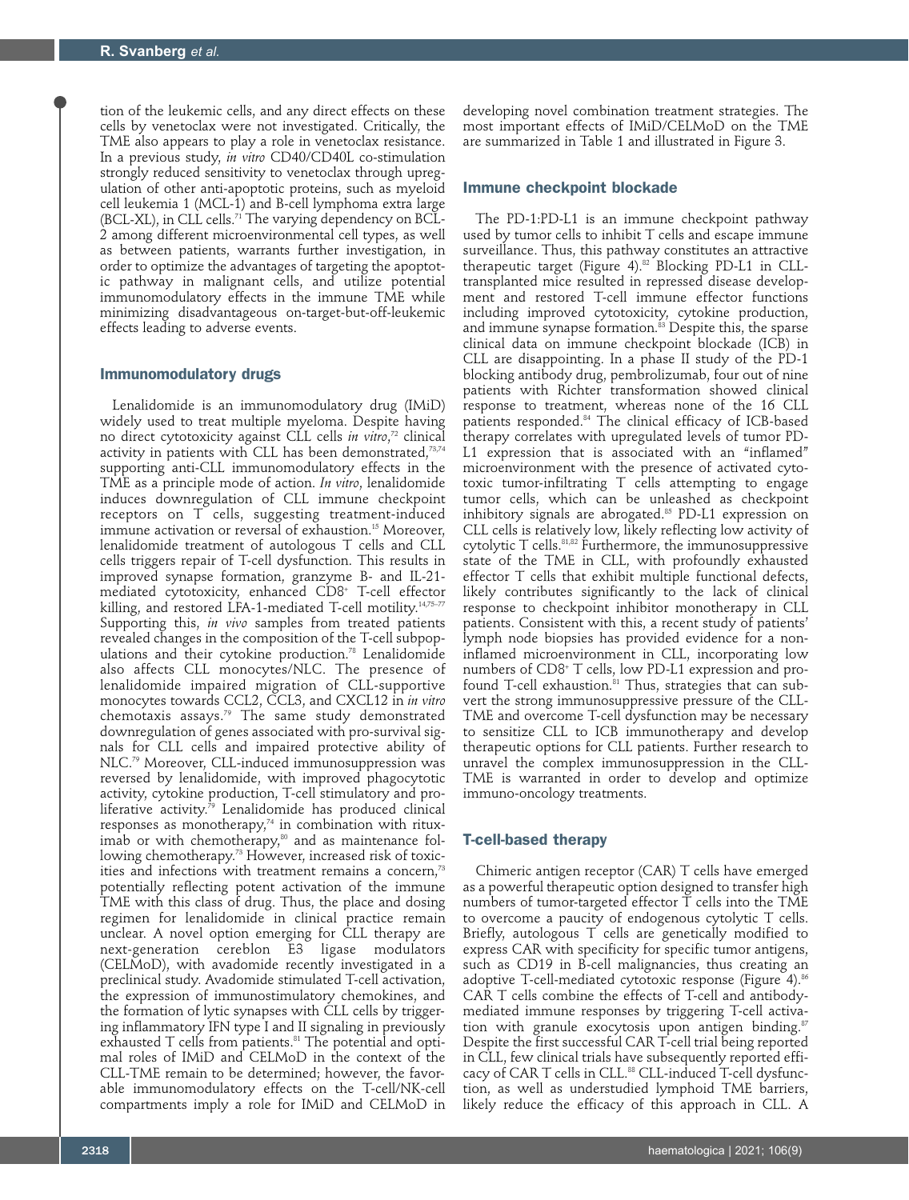tion of the leukemic cells, and any direct effects on these cells by venetoclax were not investigated. Critically, the TME also appears to play a role in venetoclax resistance. In a previous study, *in vitro* CD40/CD40L co-stimulation strongly reduced sensitivity to venetoclax through upregulation of other anti-apoptotic proteins, such as myeloid cell leukemia 1 (MCL-1) and B-cell lymphoma extra large (BCL-XL), in CLL cells.[71] The varying dependency on BCL-2 among different microenvironmental cell types, as well as between patients, warrants further investigation, in order to optimize the advantages of targeting the apoptotic pathway in malignant cells, and utilize potential immunomodulatory effects in the immune TME while minimizing disadvantageous on-target-but-off-leukemic effects leading to adverse events.

## Immunomodulatory drugs

Lenalidomide is an immunomodulatory drug (IMiD) widely used to treat multiple myeloma. Despite having no direct cytotoxicity against CLL cells *in vitro*,[72] clinical activity in patients with CLL has been demonstrated,[73,74] supporting anti-CLL immunomodulatory effects in the TME as a principle mode of action. *In vitro*, lenalidomide induces downregulation of CLL immune checkpoint receptors on T cells, suggesting treatment-induced immune activation or reversal of exhaustion.[15] Moreover, lenalidomide treatment of autologous T cells and CLL cells triggers repair of T-cell dysfunction. This results in improved synapse formation, granzyme B- and IL-21-mediated cytotoxicity, enhanced CD8+ T-cell effector killing, and restored LFA-1-mediated T-cell motility.[14,75-77] Supporting this, *in vivo* samples from treated patients revealed changes in the composition of the T-cell subpopulations and their cytokine production.[78] Lenalidomide also affects CLL monocytes/NLC. The presence of lenalidomide impaired migration of CLL-supportive monocytes towards CCL2, CCL3, and CXCL12 in *in vitro* chemotaxis assays.[79] The same study demonstrated downregulation of genes associated with pro-survival signals for CLL cells and impaired protective ability of NLC.[79] Moreover, CLL-induced immunosuppression was reversed by lenalidomide, with improved phagocytotic activity, cytokine production, T-cell stimulatory and proliferative activity.[79] Lenalidomide has produced clinical responses as monotherapy,[74] in combination with rituximab or with chemotherapy,[80] and as maintenance following chemotherapy.[73] However, increased risk of toxicities and infections with treatment remains a concern,[73] potentially reflecting potent activation of the immune TME with this class of drug. Thus, the place and dosing regimen for lenalidomide in clinical practice remain unclear. A novel option emerging for CLL therapy are next-generation cereblon E3 ligase modulators (CELMoD), with avadomide recently investigated in a preclinical study. Avadomide stimulated T-cell activation, the expression of immunostimulatory chemokines, and the formation of lytic synapses with CLL cells by triggering inflammatory IFN type I and II signaling in previously exhausted T cells from patients.[81] The potential and optimal roles of IMiD and CELMoD in the context of the CLL-TME remain to be determined; however, the favorable immunomodulatory effects on the T-cell/NK-cell compartments imply a role for IMiD and CELMoD in developing novel combination treatment strategies. The most important effects of IMiD/CELMoD on the TME are summarized in Table 1 and illustrated in Figure 3.

## Immune checkpoint blockade

The PD-1:PD-L1 is an immune checkpoint pathway used by tumor cells to inhibit T cells and escape immune surveillance. Thus, this pathway constitutes an attractive therapeutic target (Figure 4).[82] Blocking PD-L1 in CLL-transplanted mice resulted in repressed disease development and restored T-cell immune effector functions including improved cytotoxicity, cytokine production, and immune synapse formation.[83] Despite this, the sparse clinical data on immune checkpoint blockade (ICB) in CLL are disappointing. In a phase II study of the PD-1 blocking antibody drug, pembrolizumab, four out of nine patients with Richter transformation showed clinical response to treatment, whereas none of the 16 CLL patients responded.[84] The clinical efficacy of ICB-based therapy correlates with upregulated levels of tumor PD-L1 expression that is associated with an "inflamed" microenvironment with the presence of activated cytotoxic tumor-infiltrating T cells attempting to engage tumor cells, which can be unleashed as checkpoint inhibitory signals are abrogated.[85] PD-L1 expression on CLL cells is relatively low, likely reflecting low activity of cytolytic T cells.[81,82] Furthermore, the immunosuppressive state of the TME in CLL, with profoundly exhausted effector T cells that exhibit multiple functional defects, likely contributes significantly to the lack of clinical response to checkpoint inhibitor monotherapy in CLL patients. Consistent with this, a recent study of patients' lymph node biopsies has provided evidence for a non-inflamed microenvironment in CLL, incorporating low numbers of CD8+ T cells, low PD-L1 expression and profound T-cell exhaustion.[81] Thus, strategies that can subvert the strong immunosuppressive pressure of the CLL-TME and overcome T-cell dysfunction may be necessary to sensitize CLL to ICB immunotherapy and develop therapeutic options for CLL patients. Further research to unravel the complex immunosuppression in the CLL-TME is warranted in order to develop and optimize immuno-oncology treatments.

## T-cell-based therapy

Chimeric antigen receptor (CAR) T cells have emerged as a powerful therapeutic option designed to transfer high numbers of tumor-targeted effector T cells into the TME to overcome a paucity of endogenous cytolytic T cells. Briefly, autologous T cells are genetically modified to express CAR with specificity for specific tumor antigens, such as CD19 in B-cell malignancies, thus creating an adoptive T-cell-mediated cytotoxic response (Figure 4).[86] CAR T cells combine the effects of T-cell and antibody-mediated immune responses by triggering T-cell activation with granule exocytosis upon antigen binding.[87] Despite the first successful CAR T-cell trial being reported in CLL, few clinical trials have subsequently reported efficacy of CAR T cells in CLL.[88] CLL-induced T-cell dysfunction, as well as understudied lymphoid TME barriers, likely reduce the efficacy of this approach in CLL. A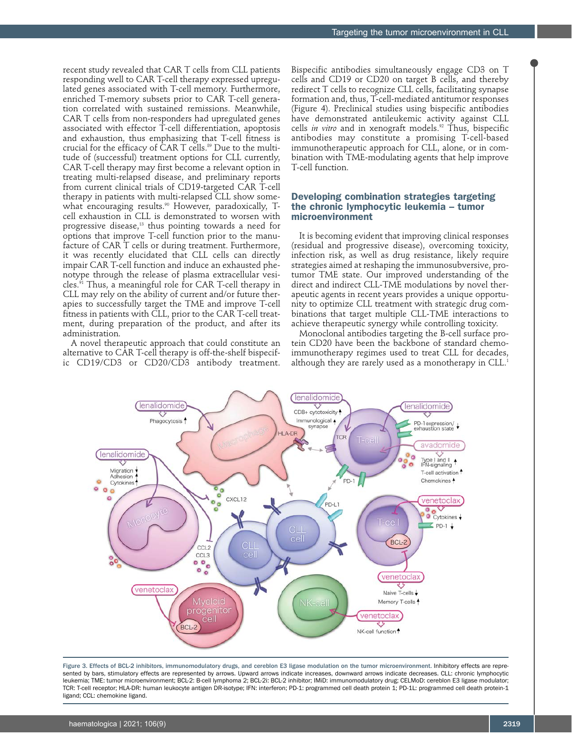recent study revealed that CAR T cells from CLL patients responding well to CAR T-cell therapy expressed upregulated genes associated with T-cell memory. Furthermore, enriched T-memory subsets prior to CAR T-cell generation correlated with sustained remissions. Meanwhile, CAR T cells from non-responders had upregulated genes associated with effector T-cell differentiation, apoptosis and exhaustion, thus emphasizing that T-cell fitness is crucial for the efficacy of CAR T cells.[89] Due to the multitude of (successful) treatment options for CLL currently, CAR T-cell therapy may first become a relevant option in treating multi-relapsed disease, and preliminary reports from current clinical trials of CD19-targeted CAR T-cell therapy in patients with multi-relapsed CLL show somewhat encouraging results.[90] However, paradoxically, T-cell exhaustion in CLL is demonstrated to worsen with progressive disease,[13] thus pointing towards a need for options that improve T-cell function prior to the manufacture of CAR T cells or during treatment. Furthermore, it was recently elucidated that CLL cells can directly impair CAR T-cell function and induce an exhausted phenotype through the release of plasma extracellular vesicles.[91] Thus, a meaningful role for CAR T-cell therapy in CLL may rely on the ability of current and/or future therapies to successfully target the TME and improve T-cell fitness in patients with CLL, prior to the CAR T-cell treatment, during preparation of the product, and after its administration.

A novel therapeutic approach that could constitute an alternative to CAR T-cell therapy is off-the-shelf bispecific CD19/CD3 or CD20/CD3 antibody treatment. Bispecific antibodies simultaneously engage CD3 on T cells and CD19 or CD20 on target B cells, and thereby redirect T cells to recognize CLL cells, facilitating synapse formation and, thus, T-cell-mediated antitumor responses (Figure 4). Preclinical studies using bispecific antibodies have demonstrated antileukemic activity against CLL cells *in vitro* and in xenograft models.[92] Thus, bispecific antibodies may constitute a promising T-cell-based immunotherapeutic approach for CLL, alone, or in combination with TME-modulating agents that help improve T-cell function.

## Developing combination strategies targeting the chronic lymphocytic leukemia – tumor microenvironment

It is becoming evident that improving clinical responses (residual and progressive disease), overcoming toxicity, infection risk, as well as drug resistance, likely require strategies aimed at reshaping the immunosubversive, protumor TME state. Our improved understanding of the direct and indirect CLL-TME modulations by novel therapeutic agents in recent years provides a unique opportunity to optimize CLL treatment with strategic drug combinations that target multiple CLL-TME interactions to achieve therapeutic synergy while controlling toxicity.

Monoclonal antibodies targeting the B-cell surface protein CD20 have been the backbone of standard chemoimmunotherapy regimes used to treat CLL for decades, although they are rarely used as a monotherapy in CLL.[1]

lenalidomide
Phagocytosis ↑
Macrophage
HLA-DR
lenalidomide
CD8+ cytotoxicity ↑
Immunological synapse ↑
TCR
T-cell
lenalidomide
PD-1 expression/ exhaustion state ↓
avadomide
Type I and II IFN-signaling ↑
T-cell activation ↑
Chemokines ↑
lenalidomide
Migration ↓
Adhesion ↑
Cytokines ↑
Monocyte
CXCL12
PD-1
PD-L1
CLL cell
CLL cell
CCL2
CCL3
venetoclax
T-cell
Cytokines ↓
PD-1 ↓
BCL-2
venetoclax
Naive T-cells ↓
Memory T-cells ↑
venetoclax
Myeloid progenitor cell
BCL-2
NK-cell
venetoclax
NK-cell function ↑

Figure 3. Effects of BCL-2 inhibitors, immunomodulatory drugs, and cereblon E3 ligase modulation on the tumor microenvironment. Inhibitory effects are represented by bars, stimulatory effects are represented by arrows. Upward arrows indicate increases, downward arrows indicate decreases. CLL: chronic lymphocytic leukemia; TME: tumor microenvironment; BCL-2: B-cell lymphoma 2; BCL-2i: BCL-2 inhibitor; IMiD: immunomodulatory drug; CELMoD: cereblon E3 ligase modulator; TCR: T-cell receptor; HLA-DR: human leukocyte antigen DR-isotype; IFN: interferon; PD-1: programmed cell death protein 1; PD-1L: programmed cell death protein-1 ligand; CCL: chemokine ligand.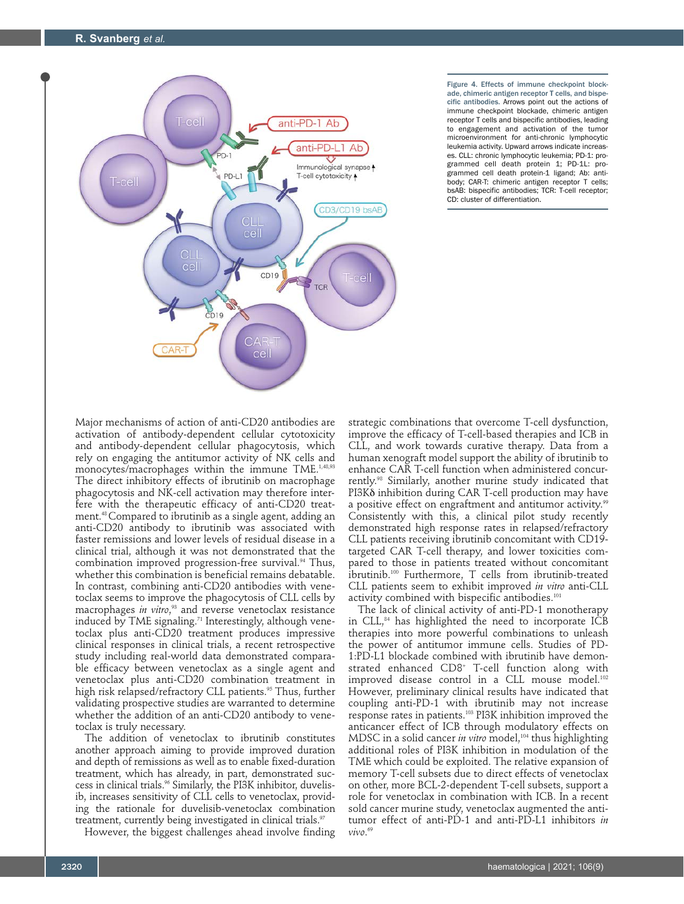anti-PD-1 Ab

anti-PD-L1 Ab

T-cell

T-cell

PD-1

PD-L1

Immunological synapse ↑

T-cell cytotoxicity ↑

CLL cell

CLL cell

CD3/CD19 bsAB

CD19

TCR

T-cell

CD19

CAR-T

CAR-T cell

Figure 4. Effects of immune checkpoint blockade, chimeric antigen receptor T cells, and bispecific antibodies. Arrows point out the actions of immune checkpoint blockade, chimeric antigen receptor T cells and bispecific antibodies, leading to engagement and activation of the tumor microenvironment for anti-chronic lymphocytic leukemia activity. Upward arrows indicate increases. CLL: chronic lymphocytic leukemia; PD-1: programmed cell death protein 1; PD-L1: programmed cell death protein-1 ligand; Ab: antibody; CAR-T: chimeric antigen receptor T cells; bsAB: bispecific antibodies; TCR: T-cell receptor; CD: cluster of differentiation.

Major mechanisms of action of anti-CD20 antibodies are activation of antibody-dependent cellular cytotoxicity and antibody-dependent cellular phagocytosis, which rely on engaging the antitumor activity of NK cells and monocytes/macrophages within the immune TME.[1,48,93] The direct inhibitory effects of ibrutinib on macrophage phagocytosis and NK-cell activation may therefore interfere with the therapeutic efficacy of anti-CD20 treatment.[48] Compared to ibrutinib as a single agent, adding an anti-CD20 antibody to ibrutinib was associated with faster remissions and lower levels of residual disease in a clinical trial, although it was not demonstrated that the combination improved progression-free survival.[94] Thus, whether this combination is beneficial remains debatable. In contrast, combining anti-CD20 antibodies with venetoclax seems to improve the phagocytosis of CLL cells by macrophages *in vitro*,[93] and reverse venetoclax resistance induced by TME signaling.[71] Interestingly, although venetoclax plus anti-CD20 treatment produces impressive clinical responses in clinical trials, a recent retrospective study including real-world data demonstrated comparable efficacy between venetoclax as a single agent and venetoclax plus anti-CD20 combination treatment in high risk relapsed/refractory CLL patients.[95] Thus, further validating prospective studies are warranted to determine whether the addition of an anti-CD20 antibody to venetoclax is truly necessary.

The addition of venetoclax to ibrutinib constitutes another approach aiming to provide improved duration and depth of remissions as well as to enable fixed-duration treatment, which has already, in part, demonstrated success in clinical trials.[96] Similarly, the PI3K inhibitor, duvelisib, increases sensitivity of CLL cells to venetoclax, providing the rationale for duvelisib-venetoclax combination treatment, currently being investigated in clinical trials.[97]

However, the biggest challenges ahead involve finding strategic combinations that overcome T-cell dysfunction, improve the efficacy of T-cell-based therapies and ICB in CLL, and work towards curative therapy. Data from a human xenograft model support the ability of ibrutinib to enhance CAR T-cell function when administered concurrently.[98] Similarly, another murine study indicated that PI3Kδ inhibition during CAR T-cell production may have a positive effect on engraftment and antitumor activity.[99] Consistently with this, a clinical pilot study recently demonstrated high response rates in relapsed/refractory CLL patients receiving ibrutinib concomitant with CD19-targeted CAR T-cell therapy, and lower toxicities compared to those in patients treated without concomitant ibrutinib.[100] Furthermore, T cells from ibrutinib-treated CLL patients seem to exhibit improved *in vitro* anti-CLL activity combined with bispecific antibodies.[101]

The lack of clinical activity of anti-PD-1 monotherapy in CLL,[84] has highlighted the need to incorporate ICB therapies into more powerful combinations to unleash the power of antitumor immune cells. Studies of PD-1:PD-L1 blockade combined with ibrutinib have demonstrated enhanced CD8[+] T-cell function along with improved disease control in a CLL mouse model.[102] However, preliminary clinical results have indicated that coupling anti-PD-1 with ibrutinib may not increase response rates in patients.[103] PI3K inhibition improved the anticancer effect of ICB through modulatory effects on MDSC in a solid cancer *in vitro* model,[104] thus highlighting additional roles of PI3K inhibition in modulation of the TME which could be exploited. The relative expansion of memory T-cell subsets due to direct effects of venetoclax on other, more BCL-2-dependent T-cell subsets, support a role for venetoclax in combination with ICB. In a recent sold cancer murine study, venetoclax augmented the antitumor effect of anti-PD-1 and anti-PD-L1 inhibitors *in vivo*.[69]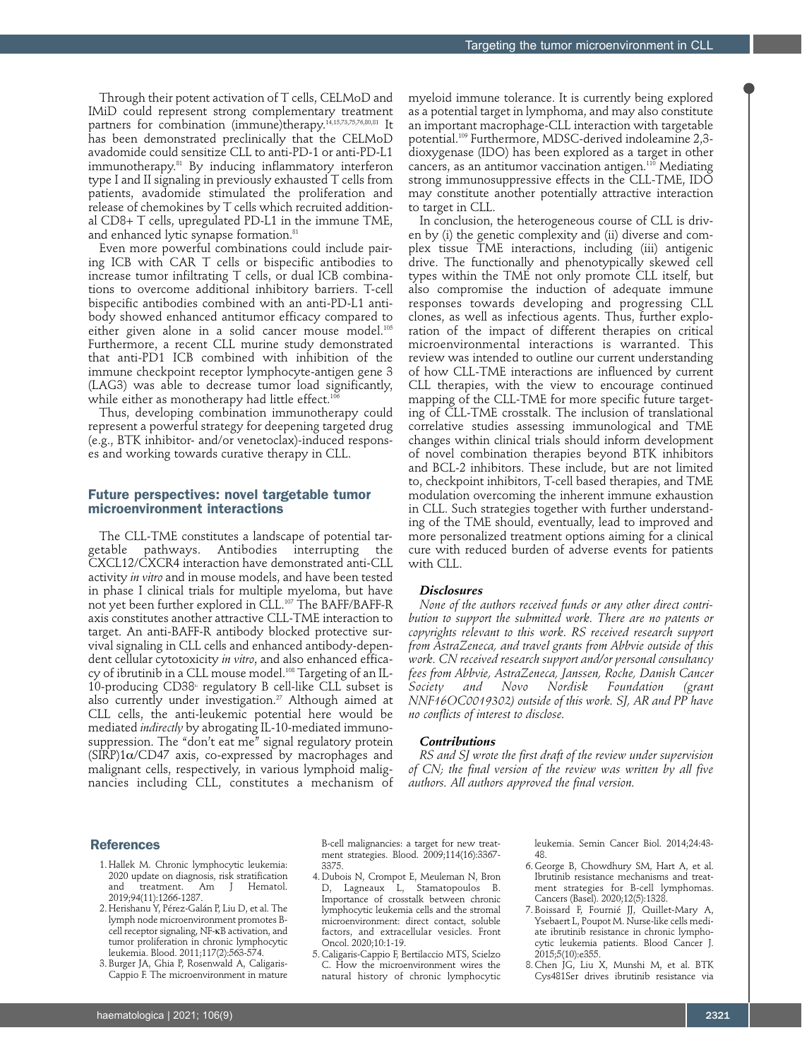Through their potent activation of T cells, CELMoD and IMiD could represent strong complementary treatment partners for combination (immune)therapy.[14,15,73,75,76,80,81] It has been demonstrated preclinically that the CELMoD avadomide could sensitize CLL to anti-PD-1 or anti-PD-L1 immunotherapy.[81] By inducing inflammatory interferon type I and II signaling in previously exhausted T cells from patients, avadomide stimulated the proliferation and release of chemokines by T cells which recruited additional CD8+ T cells, upregulated PD-L1 in the immune TME, and enhanced lytic synapse formation.[81]

Even more powerful combinations could include pairing ICB with CAR T cells or bispecific antibodies to increase tumor infiltrating T cells, or dual ICB combinations to overcome additional inhibitory barriers. T-cell bispecific antibodies combined with an anti-PD-L1 antibody showed enhanced antitumor efficacy compared to either given alone in a solid cancer mouse model.[105] Furthermore, a recent CLL murine study demonstrated that anti-PD1 ICB combined with inhibition of the immune checkpoint receptor lymphocyte-antigen gene 3 (LAG3) was able to decrease tumor load significantly, while either as monotherapy had little effect.[106]

Thus, developing combination immunotherapy could represent a powerful strategy for deepening targeted drug (e.g., BTK inhibitor- and/or venetoclax)-induced responses and working towards curative therapy in CLL.

## Future perspectives: novel targetable tumor microenvironment interactions

The CLL-TME constitutes a landscape of potential targetable pathways. Antibodies interrupting the CXCL12/CXCR4 interaction have demonstrated anti-CLL activity *in vitro* and in mouse models, and have been tested in phase I clinical trials for multiple myeloma, but have not yet been further explored in CLL.[107] The BAFF/BAFF-R axis constitutes another attractive CLL-TME interaction to target. An anti-BAFF-R antibody blocked protective survival signaling in CLL cells and enhanced antibody-dependent cellular cytotoxicity *in vitro*, and also enhanced efficacy of ibrutinib in a CLL mouse model.[108] Targeting of an IL-10-producing CD38+ regulatory B cell-like CLL subset is also currently under investigation.[27] Although aimed at CLL cells, the anti-leukemic potential here would be mediated *indirectly* by abrogating IL-10-mediated immunosuppression. The "don't eat me" signal regulatory protein (SIRP)1α/CD47 axis, co-expressed by macrophages and malignant cells, respectively, in various lymphoid malignancies including CLL, constitutes a mechanism of myeloid immune tolerance. It is currently being explored as a potential target in lymphoma, and may also constitute an important macrophage-CLL interaction with targetable potential.[109] Furthermore, MDSC-derived indoleamine 2,3-dioxygenase (IDO) has been explored as a target in other cancers, as an antitumor vaccination antigen.[110] Mediating strong immunosuppressive effects in the CLL-TME, IDO may constitute another potentially attractive interaction to target in CLL.

In conclusion, the heterogeneous course of CLL is driven by (i) the genetic complexity and (ii) diverse and complex tissue TME interactions, including (iii) antigenic drive. The functionally and phenotypically skewed cell types within the TME not only promote CLL itself, but also compromise the induction of adequate immune responses towards developing and progressing CLL clones, as well as infectious agents. Thus, further exploration of the impact of different therapies on critical microenvironmental interactions is warranted. This review was intended to outline our current understanding of how CLL-TME interactions are influenced by current CLL therapies, with the view to encourage continued mapping of the CLL-TME for more specific future targeting of CLL-TME crosstalk. The inclusion of translational correlative studies assessing immunological and TME changes within clinical trials should inform development of novel combination therapies beyond BTK inhibitors and BCL-2 inhibitors. These include, but are not limited to, checkpoint inhibitors, T-cell based therapies, and TME modulation overcoming the inherent immune exhaustion in CLL. Such strategies together with further understanding of the TME should, eventually, lead to improved and more personalized treatment options aiming for a clinical cure with reduced burden of adverse events for patients with CLL.

### Disclosures

*None of the authors received funds or any other direct contribution to support the submitted work. There are no patents or copyrights relevant to this work. RS received research support from AstraZeneca, and travel grants from Abbvie outside of this work. CN received research support and/or personal consultancy fees from Abbvie, AstraZeneca, Janssen, Roche, Danish Cancer Society and Novo Nordisk Foundation (grant NNF16OC0019302) outside of this work. SJ, AR and PP have no conflicts of interest to disclose.*

### Contributions

*RS and SJ wrote the first draft of the review under supervision of CN; the final version of the review was written by all five authors. All authors approved the final version.*

## References

1. Hallek M. Chronic lymphocytic leukemia: 2020 update on diagnosis, risk stratification and treatment. Am J Hematol. 2019;94(11):1266-1287.
2. Herishanu Y, Pérez-Galán P, Liu D, et al. The lymph node microenvironment promotes B-cell receptor signaling, NF-κB activation, and tumor proliferation in chronic lymphocytic leukemia. Blood. 2011;117(2):563-574.
3. Burger JA, Ghia P, Rosenwald A, Caligaris-Cappio F. The microenvironment in mature B-cell malignancies: a target for new treatment strategies. Blood. 2009;114(16):3367-3375.
4. Dubois N, Crompot E, Meuleman N, Bron D, Lagneaux L, Stamatopoulos B. Importance of crosstalk between chronic lymphocytic leukemia cells and the stromal microenvironment: direct contact, soluble factors, and extracellular vesicles. Front Oncol. 2020;10:1-19.
5. Caligaris-Cappio F, Bertilaccio MTS, Scielzo C. How the microenvironment wires the natural history of chronic lymphocytic leukemia. Semin Cancer Biol. 2014;24:43-48.
6. George B, Chowdhury SM, Hart A, et al. Ibrutinib resistance mechanisms and treatment strategies for B-cell lymphomas. Cancers (Basel). 2020;12(5):1328.
7. Boissard F, Fournié JJ, Quillet-Mary A, Ysebaert L, Poupot M. Nurse-like cells mediate ibrutinib resistance in chronic lymphocytic leukemia patients. Blood Cancer J. 2015;5(10):e355.
8. Chen JG, Liu X, Munshi M, et al. BTK Cys481Ser drives ibrutinib resistance via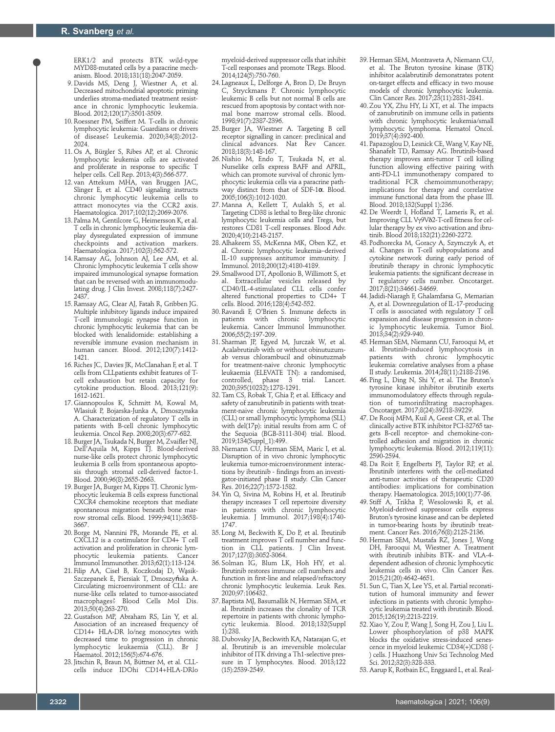ERK1/2 and protects BTK wild-type MYD88-mutated cells by a paracrine mechanism. Blood. 2018;131(18):2047-2059.

9. Davids MS, Deng J, Wiestner A, et al. Decreased mitochondrial apoptotic priming underlies stroma-mediated treatment resistance in chronic lymphocytic leukemia. Blood. 2012;120(17):3501-3509.
10. Roessner PM, Seiffert M. T-cells in chronic lymphocytic leukemia: Guardians or drivers of disease? Leukemia. 2020;34(8):2012-2024.
11. Os A, Bürgler S, Ribes AP, et al. Chronic lymphocytic leukemia cells are activated and proliferate in response to specific T helper cells. Cell Rep. 2013;4(3):566-577.
12. van Attekum MHA, van Bruggen JAC, Slinger E, et al. CD40 signaling instructs chronic lymphocytic leukemia cells to attract monocytes via the CCR2 axis. Haematologica. 2017;102(12):2069-2076.
13. Palma M, Gentilcore G, Heimersson K, et al. T cells in chronic lymphocytic leukemia display dysregulated expression of immune checkpoints and activation markers. Haematologica. 2017;102(3):562-572.
14. Ramsay AG, Johnson AJ, Lee AM, et al. Chronic lymphocytic leukemia T cells show impaired immunological synapse formation that can be reversed with an immunomodulating drug. J Clin Invest. 2008;118(7):2427-2437.
15. Ramsay AG, Clear AJ, Fatah R, Gribben JG. Multiple inhibitory ligands induce impaired T-cell immunologic synapse function in chronic lymphocytic leukemia that can be blocked with lenalidomide: establishing a reversible immune evasion mechanism in human cancer. Blood. 2012;120(7):1412-1421.
16. Riches JC, Davies JK, McClanahan F, et al. T cells from CLLpatients exhibit features of T-cell exhaustion but retain capacity for cytokine production. Blood. 2013;121(9):1612-1621.
17. Giannopoulos K, Schmitt M, Kowal M, Wlasiuk P, Bojarska-Junka A, Dmoszynska A. Characterization of regulatory T cells in patients with B-cell chronic lymphocytic leukemia. Oncol Rep. 2008;20(3):677-682.
18. Burger JA, Tsukada N, Burger M, Zvaifler NJ, Dell'Aquila M, Kipps TJ. Blood-derived nurse-like cells protect chronic lymphocytic leukemia B cells from spontaneous apoptosis through stromal cell-derived factor-1. Blood. 2000;96(8):2655-2663.
19. Burger JA, Burger M, Kipps TJ. Chronic lymphocytic leukemia B cells express functional CXCR4 chemokine receptors that mediate spontaneous migration beneath bone marrow stromal cells. Blood. 1999;94(11):3658-3667.
20. Borge M, Nannini PR, Morande PE, et al. CXCL12 is a costimulator for CD4+ T cell activation and proliferation in chronic lymphocytic leukemia patients. Cancer Immunol Immunother. 2013;62(1):113-124.
21. Filip AA, Cisel B, Koczkodaj D, Wąsik-Szczepanek E, Piersiak T, Dmoszyńska A. Circulating microenvironment of CLL: are nurse-like cells related to tumor-associated macrophages? Blood Cells Mol Dis. 2013;50(4):263-270.
22. Gustafson MP, Abraham RS, Lin Y, et al. Association of an increased frequency of CD14+ HLA-DR lo/neg monocytes with decreased time to progression in chronic lymphocytic leukaemia (CLL). Br J Haematol. 2012;156(5):674-676.
23. Jitschin R, Braun M, Büttner M, et al. CLL-cells induce IDOhi CD14+HLA-DRlo myeloid-derived suppressor cells that inhibit T-cell responses and promote TRegs. Blood. 2014;124(5):750-760.
24. Lagneaux L, Delforge A, Bron D, De Bruyn C, Stryckmans P. Chronic lymphocytic leukemic B cells but not normal B cells are rescued from apoptosis by contact with normal bone marrow stromal cells. Blood. 1998;91(7):2387-2396.
25. Burger JA, Wiestner A. Targeting B cell receptor signalling in cancer: preclinical and clinical advances. Nat Rev Cancer. 2018;18(3):148-167.
26. Nishio M, Endo T, Tsukada N, et al. Nurselike cells express BAFF and APRIL, which can promote survival of chronic lymphocytic leukemia cells via a paracrine pathway distinct from that of SDF-1α. Blood. 2005;106(3):1012-1020.
27. Manna A, Kellett T, Aulakh S, et al. Targeting CD38 is lethal to Breg-like chronic lymphocytic leukemia cells and Tregs, but restores CD81 T-cell responses. Blood Adv. 2020;4(10):2143-2157.
28. Alhakeem SS, McKenna MK, Oben KZ, et al. Chronic lymphocytic leukemia–derived IL-10 suppresses antitumor immunity. J Immunol. 2018;200(12):4180-4189.
29. Smallwood DT, Apollonio B, Willimott S, et al. Extracellular vesicles released by CD40/IL-4-stimulated CLL cells confer altered functional properties to CD4+ T cells. Blood. 2016;128(4):542-552.
30. Ravandi F, O'Brien S. Immune defects in patients with chronic lymphocytic leukemia. Cancer Immunol Immunother. 2006;55(2):197-209.
31. Sharman JP, Egyed M, Jurczak W, et al. Acalabrutinib with or without obinutuzumab versus chlorambucil and obinutuzmab for treatment-naive chronic lymphocytic leukaemia (ELEVATE TN): a randomised, controlled, phase 3 trial. Lancet. 2020;395(10232):1278-1291.
32. Tam CS, Robak T, Ghia P, et al. Efficacy and safety of zanubrutinib in patients with treatment-naive chronic lymphocytic leukemia (CLL) or small lymphocytic lymphoma (SLL) with del(17p): initial results from arm C of the Sequoia (BGB-3111-304) trial. Blood. 2019;134(Suppl_1):499.
33. Niemann CU, Herman SEM, Maric I, et al. Disruption of in vivo chronic lymphocytic leukemia tumor-microenvironment interactions by ibrutinib - findings from an investigator-initiated phase II study. Clin Cancer Res. 2016;22(7):1572-1582.
34. Yin Q, Sivina M, Robins H, et al. Ibrutinib therapy increases T cell repertoire diversity in patients with chronic lymphocytic leukemia. J Immunol. 2017;198(4):1740-1747.
35. Long M, Beckwith K, Do P, et al. Ibrutinib treatment improves T cell number and function in CLL patients. J Clin Invest. 2017;127(8):3052-3064.
36. Solman IG, Blum LK, Hoh HY, et al. Ibrutinib restores immune cell numbers and function in first-line and relapsed/refractory chronic lymphocytic leukemia. Leuk Res. 2020;97:106432.
37. Baptista MJ, Basumallik N, Herman SEM, et al. Ibrutinib increases the clonality of TCR repertoire in patients with chronic lymphocytic leukemia. Blood. 2018;132(Suppl 1):238.
38. Dubovsky JA, Beckwith KA, Natarajan G, et al. Ibrutinib is an irreversible molecular inhibitor of ITK driving a Th1-selective pressure in T lymphocytes. Blood. 2013;122(15):2539-2549.
39. Herman SEM, Montraveta A, Niemann CU, et al. The Bruton tyrosine kinase (BTK) inhibitor acalabrutinib demonstrates potent on-target effects and efficacy in two mouse models of chronic lymphocytic leukemia. Clin Cancer Res. 2017;23(11):2831-2841.
40. Zou YX, Zhu HY, Li XT, et al. The impacts of zanubrutinib on immune cells in patients with chronic lymphocytic leukemia/small lymphocytic lymphoma. Hematol Oncol. 2019;37(4):392-400.
41. Papazoglou D, Lesnick CE, Wang V, Kay NE, Shanafelt TD, Ramsay AG. Ibrutinib-based therapy improves anti-tumor T cell killing function allowing effective pairing with anti-PD-L1 immunotherapy compared to traditional FCR chemoimmunotherapy; implications for therapy and correlative immune functional data from the phase III. Blood. 2018;132(Suppl 1):236.
42. De Weerdt I, Hofland T, Lameris R, et al. Improving CLL Vγ9Vδ2-T-cell fitness for cellular therapy by ex vivo activation and ibrutinib. Blood 2018;132(21):2260-2272.
43. Podhorecka M, Goracy A, Szymczyk A, et al. Changes in T-cell subpopulations and cytokine network during early period of ibrutinib therapy in chronic lymphocytic leukemia patients: the significant decrease in T regulatory cells number. Oncotarget. 2017;8(21):34661-34669.
44. Jadidi-Niaragh F, Ghalamfarsa G, Memarian A, et al. Downregulation of IL-17-producing T cells is associated with regulatory T cell expansion and disease progression in chronic lymphocytic leukemia. Tumor Biol. 2013;34(2):929-940.
45. Herman SEM, Niemann CU, Farooqui M, et al. Ibrutinib-induced lymphocytosis in patients with chronic lymphocytic leukemia: correlative analyses from a phase II study. Leukemia. 2014;28(11):2188-2196.
46. Ping L, Ding N, Shi Y, et al. The Bruton's tyrosine kinase inhibitor ibrutinib exerts immunomodulatory effects through regulation of tumorinfiltrating macrophages. Oncotarget. 2017;8(24):39218-39229.
47. De Rooij MFM, Kuil A, Geest CR, et al. The clinically active BTK inhibitor PCI-32765 targets B-cell receptor- and chemokine-controlled adhesion and migration in chronic lymphocytic leukemia. Blood. 2012;119(11):2590-2594.
48. Da Roit F, Engelberts PJ, Taylor RP, et al. Ibrutinib interferes with the cell-mediated anti-tumor activities of therapeutic CD20 antibodies: implications for combination therapy. Haematologica. 2015;100(1):77-86.
49. Stiff A, Trikha P, Wesolowski R, et al. Myeloid-derived suppressor cells express Bruton's tyrosine kinase and can be depleted in tumor-bearing hosts by ibrutinib treatment. Cancer Res. 2016;76(8):2125-2136.
50. Herman SEM, Mustafa RZ, Jones J, Wong DH, Farooqui M, Wiestner A. Treatment with ibrutinib inhibits BTK- and VLA-4-dependent adhesion of chronic lymphocytic leukemia cells in vivo. Clin Cancer Res. 2015;21(20):4642-4651.
51. Sun C, Tian X, Lee YS, et al. Partial reconstitution of humoral immunity and fewer infections in patients with chronic lymphocytic leukemia treated with ibrutinib. Blood. 2015;126(19):2213-2219.
52. Xiao Y, Zou P, Wang J, Song H, Zou J, Liu L. Lower phosphorylation of p38 MAPK blocks the oxidative stress-induced senescence in myeloid leukemic CD34(+)CD38 (-) cells. J Huazhong Univ Sci Technolog Med Sci. 2012;32(3):328-333.
53. Aarup K, Rotbain EC, Enggaard L, et al. Real-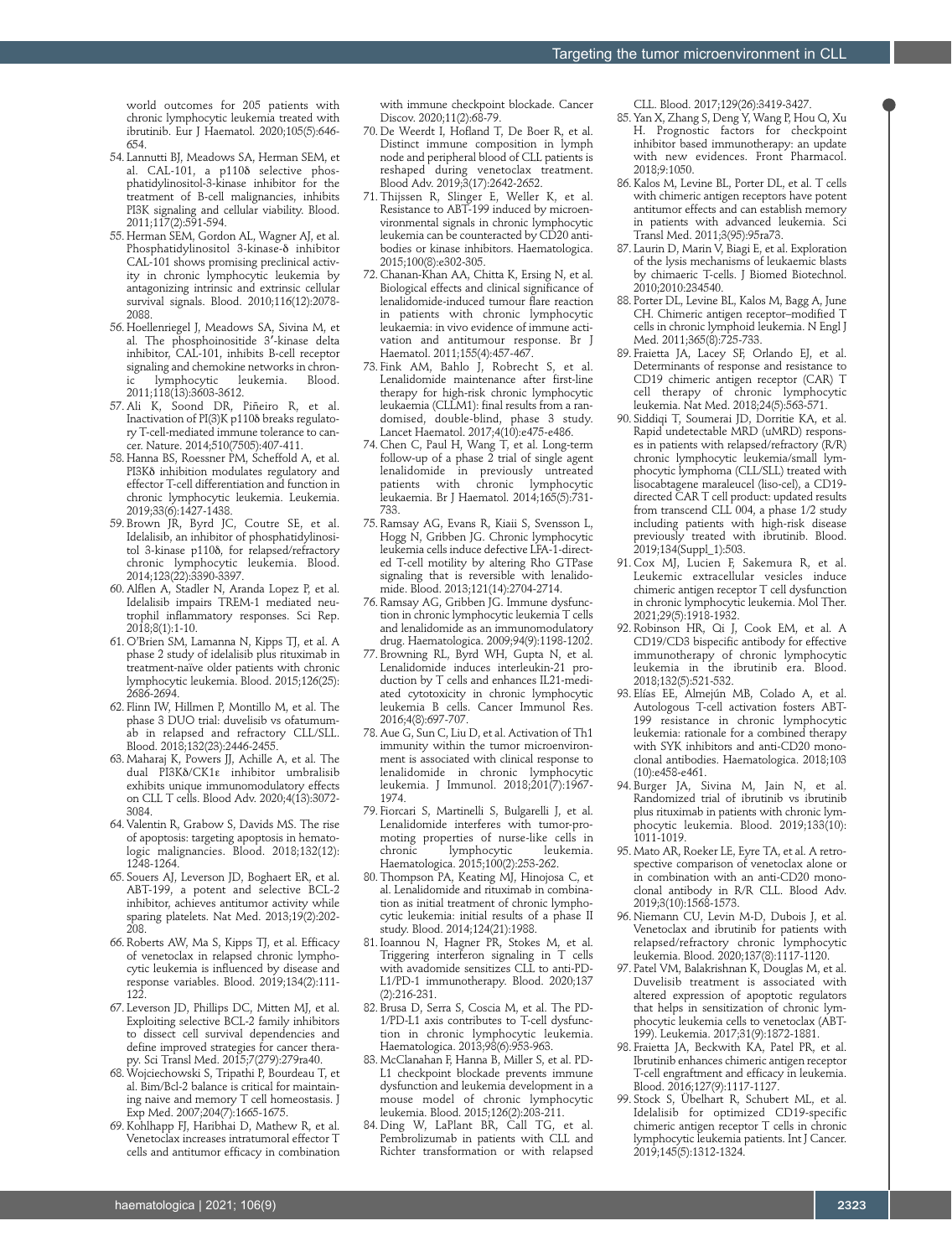world outcomes for 205 patients with chronic lymphocytic leukemia treated with ibrutinib. Eur J Haematol. 2020;105(5):646-654.

54. Lannutti BJ, Meadows SA, Herman SEM, et al. CAL-101, a p110δ selective phosphatidylinositol-3-kinase inhibitor for the treatment of B-cell malignancies, inhibits PI3K signaling and cellular viability. Blood. 2011;117(2):591-594.
55. Herman SEM, Gordon AL, Wagner AJ, et al. Phosphatidylinositol 3-kinase-δ inhibitor CAL-101 shows promising preclinical activity in chronic lymphocytic leukemia by antagonizing intrinsic and extrinsic cellular survival signals. Blood. 2010;116(12):2078-2088.
56. Hoellenriegel J, Meadows SA, Sivina M, et al. The phosphoinositide 3′-kinase delta inhibitor, CAL-101, inhibits B-cell receptor signaling and chemokine networks in chronic lymphocytic leukemia. Blood. 2011;118(13):3603-3612.
57. Ali K, Soond DR, Piñeiro R, et al. Inactivation of PI(3)K p110δ breaks regulatory T-cell-mediated immune tolerance to cancer. Nature. 2014;510(7505):407-411.
58. Hanna BS, Roessner PM, Scheffold A, et al. PI3Kδ inhibition modulates regulatory and effector T-cell differentiation and function in chronic lymphocytic leukemia. Leukemia. 2019;33(6):1427-1438.
59. Brown JR, Byrd JC, Coutre SE, et al. Idelalisib, an inhibitor of phosphatidylinositol 3-kinase p110δ, for relapsed/refractory chronic lymphocytic leukemia. Blood. 2014;123(22):3390-3397.
60. Alflen A, Stadler N, Aranda Lopez P, et al. Idelalisib impairs TREM-1 mediated neutrophil inflammatory responses. Sci Rep. 2018;8(1):1-10.
61. O'Brien SM, Lamanna N, Kipps TJ, et al. A phase 2 study of idelalisib plus rituximab in treatment-naïve older patients with chronic lymphocytic leukemia. Blood. 2015;126(25):2686-2694.
62. Flinn IW, Hillmen P, Montillo M, et al. The phase 3 DUO trial: duvelisib vs ofatumumab in relapsed and refractory CLL/SLL. Blood. 2018;132(23):2446-2455.
63. Maharaj K, Powers JJ, Achille A, et al. The dual PI3Kδ/CK1ε inhibitor umbralisib exhibits unique immunomodulatory effects on CLL T cells. Blood Adv. 2020;4(13):3072-3084.
64. Valentin R, Grabow S, Davids MS. The rise of apoptosis: targeting apoptosis in hematologic malignancies. Blood. 2018;132(12):1248-1264.
65. Souers AJ, Leverson JD, Boghaert ER, et al. ABT-199, a potent and selective BCL-2 inhibitor, achieves antitumor activity while sparing platelets. Nat Med. 2013;19(2):202-208.
66. Roberts AW, Ma S, Kipps TJ, et al. Efficacy of venetoclax in relapsed chronic lymphocytic leukemia is influenced by disease and response variables. Blood. 2019;134(2):111-122.
67. Leverson JD, Phillips DC, Mitten MJ, et al. Exploiting selective BCL-2 family inhibitors to dissect cell survival dependencies and define improved strategies for cancer therapy. Sci Transl Med. 2015;7(279):279ra40.
68. Wojciechowski S, Tripathi P, Bourdeau T, et al. Bim/Bcl-2 balance is critical for maintaining naive and memory T cell homeostasis. J Exp Med. 2007;204(7):1665-1675.
69. Kohlhapp FJ, Haribhai D, Mathew R, et al. Venetoclax increases intratumoral effector T cells and antitumor efficacy in combination with immune checkpoint blockade. Cancer Discov. 2020;11(2):68-79.
70. De Weerdt I, Hofland T, De Boer R, et al. Distinct immune composition in lymph node and peripheral blood of CLL patients is reshaped during venetoclax treatment. Blood Adv. 2019;3(17):2642-2652.
71. Thijssen R, Slinger E, Weller K, et al. Resistance to ABT-199 induced by microenvironmental signals in chronic lymphocytic leukemia can be counteracted by CD20 antibodies or kinase inhibitors. Haematologica. 2015;100(8):e302-305.
72. Chanan-Khan AA, Chitta K, Ersing N, et al. Biological effects and clinical significance of lenalidomide-induced tumour flare reaction in patients with chronic lymphocytic leukaemia: in vivo evidence of immune activation and antitumour response. Br J Haematol. 2011;155(4):457-467.
73. Fink AM, Bahlo J, Robrecht S, et al. Lenalidomide maintenance after first-line therapy for high-risk chronic lymphocytic leukaemia (CLLM1): final results from a randomised, double-blind, phase 3 study. Lancet Haematol. 2017;4(10):e475-e486.
74. Chen C, Paul H, Wang T, et al. Long-term follow-up of a phase 2 trial of single agent lenalidomide in previously untreated patients with chronic lymphocytic leukaemia. Br J Haematol. 2014;165(5):731-733.
75. Ramsay AG, Evans R, Kiaii S, Svensson L, Hogg N, Gribben JG. Chronic lymphocytic leukemia cells induce defective LFA-1-directed T-cell motility by altering Rho GTPase signaling that is reversible with lenalidomide. Blood. 2013;121(14):2704-2714.
76. Ramsay AG, Gribben JG. Immune dysfunction in chronic lymphocytic leukemia T cells and lenalidomide as an immunomodulatory drug. Haematologica. 2009;94(9):1198-1202.
77. Browning RL, Byrd WH, Gupta N, et al. Lenalidomide induces interleukin-21 production by T cells and enhances IL21-mediated cytotoxicity in chronic lymphocytic leukemia B cells. Cancer Immunol Res. 2016;4(8):697-707.
78. Aue G, Sun C, Liu D, et al. Activation of Th1 immunity within the tumor microenvironment is associated with clinical response to lenalidomide in chronic lymphocytic leukemia. J Immunol. 2018;201(7):1967-1974.
79. Fiorcari S, Martinelli S, Bulgarelli J, et al. Lenalidomide interferes with tumor-promoting properties of nurse-like cells in chronic lymphocytic leukemia. Haematologica. 2015;100(2):253-262.
80. Thompson PA, Keating MJ, Hinojosa C, et al. Lenalidomide and rituximab in combination as initial treatment of chronic lymphocytic leukemia: initial results of a phase II study. Blood. 2014;124(21):1988.
81. Ioannou N, Hagner PR, Stokes M, et al. Triggering interferon signaling in T cells with avadomide sensitizes CLL to anti-PD-L1/PD-1 immunotherapy. Blood. 2020;137(2):216-231.
82. Brusa D, Serra S, Coscia M, et al. The PD-1/PD-L1 axis contributes to T-cell dysfunction in chronic lymphocytic leukemia. Haematologica. 2013;98(6):953-963.
83. McClanahan F, Hanna B, Miller S, et al. PD-L1 checkpoint blockade prevents immune dysfunction and leukemia development in a mouse model of chronic lymphocytic leukemia. Blood. 2015;126(2):203-211.
84. Ding W, LaPlant BR, Call TG, et al. Pembrolizumab in patients with CLL and Richter transformation or with relapsed CLL. Blood. 2017;129(26):3419-3427.
85. Yan X, Zhang S, Deng Y, Wang P, Hou Q, Xu H. Prognostic factors for checkpoint inhibitor based immunotherapy: an update with new evidences. Front Pharmacol. 2018;9:1050.
86. Kalos M, Levine BL, Porter DL, et al. T cells with chimeric antigen receptors have potent antitumor effects and can establish memory in patients with advanced leukemia. Sci Transl Med. 2011;3(95):95ra73.
87. Laurin D, Marin V, Biagi E, et al. Exploration of the lysis mechanisms of leukaemic blasts by chimaeric T-cells. J Biomed Biotechnol. 2010;2010:234540.
88. Porter DL, Levine BL, Kalos M, Bagg A, June CH. Chimeric antigen receptor–modified T cells in chronic lymphoid leukemia. N Engl J Med. 2011;365(8):725-733.
89. Fraietta JA, Lacey SF, Orlando EJ, et al. Determinants of response and resistance to CD19 chimeric antigen receptor (CAR) T cell therapy of chronic lymphocytic leukemia. Nat Med. 2018;24(5):563-571.
90. Siddiqi T, Soumerai JD, Dorritie KA, et al. Rapid undetectable MRD (uMRD) responses in patients with relapsed/refractory (R/R) chronic lymphocytic leukemia/small lymphocytic lymphoma (CLL/SLL) treated with lisocabtagene maraleucel (liso-cel), a CD19-directed CAR T cell product: updated results from transcend CLL 004, a phase 1/2 study including patients with high-risk disease previously treated with ibrutinib. Blood. 2019;134(Suppl_1):503.
91. Cox MJ, Lucien F, Sakemura R, et al. Leukemic extracellular vesicles induce chimeric antigen receptor T cell dysfunction in chronic lymphocytic leukemia. Mol Ther. 2021;29(5):1918-1932.
92. Robinson HR, Qi J, Cook EM, et al. A CD19/CD3 bispecific antibody for effective immunotherapy of chronic lymphocytic leukemia in the ibrutinib era. Blood. 2018;132(5):521-532.
93. Elías EE, Almejún MB, Colado A, et al. Autologous T-cell activation fosters ABT-199 resistance in chronic lymphocytic leukemia: rationale for a combined therapy with SYK inhibitors and anti-CD20 monoclonal antibodies. Haematologica. 2018;103(10):e458-e461.
94. Burger JA, Sivina M, Jain N, et al. Randomized trial of ibrutinib vs ibrutinib plus rituximab in patients with chronic lymphocytic leukemia. Blood. 2019;133(10):1011-1019.
95. Mato AR, Roeker LE, Eyre TA, et al. A retrospective comparison of venetoclax alone or in combination with an anti-CD20 monoclonal antibody in R/R CLL. Blood Adv. 2019;3(10):1568-1573.
96. Niemann CU, Levin M-D, Dubois J, et al. Venetoclax and ibrutinib for patients with relapsed/refractory chronic lymphocytic leukemia. Blood. 2020;137(8):1117-1120.
97. Patel VM, Balakrishnan K, Douglas M, et al. Duvelisib treatment is associated with altered expression of apoptotic regulators that helps in sensitization of chronic lymphocytic leukemia cells to venetoclax (ABT-199). Leukemia. 2017;31(9):1872-1881.
98. Fraietta JA, Beckwith KA, Patel PR, et al. Ibrutinib enhances chimeric antigen receptor T-cell engraftment and efficacy in leukemia. Blood. 2016;127(9):1117-1127.
99. Stock S, Übelhart R, Schubert ML, et al. Idelalisib for optimized CD19-specific chimeric antigen receptor T cells in chronic lymphocytic leukemia patients. Int J Cancer. 2019;145(5):1312-1324.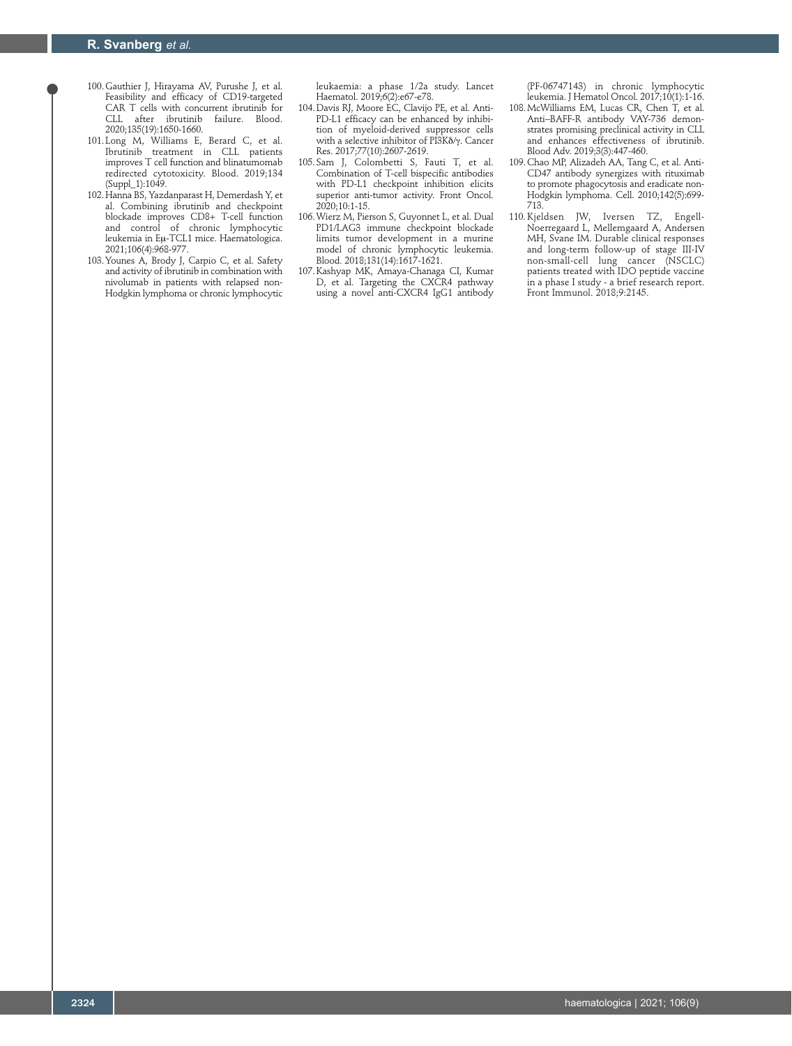100. Gauthier J, Hirayama AV, Purushe J, et al. Feasibility and efficacy of CD19-targeted CAR T cells with concurrent ibrutinib for CLL after ibrutinib failure. Blood. 2020;135(19):1650-1660.
101. Long M, Williams E, Berard C, et al. Ibrutinib treatment in CLL patients improves T cell function and blinatumomab redirected cytotoxicity. Blood. 2019;134 (Suppl_1):1049.
102. Hanna BS, Yazdanparast H, Demerdash Y, et al. Combining ibrutinib and checkpoint blockade improves CD8+ T-cell function and control of chronic lymphocytic leukemia in Eμ-TCL1 mice. Haematologica. 2021;106(4):968-977.
103. Younes A, Brody J, Carpio C, et al. Safety and activity of ibrutinib in combination with nivolumab in patients with relapsed non-Hodgkin lymphoma or chronic lymphocytic leukaemia: a phase 1/2a study. Lancet Haematol. 2019;6(2):e67-e78.
104. Davis RJ, Moore EC, Clavijo PE, et al. Anti-PD-L1 efficacy can be enhanced by inhibition of myeloid-derived suppressor cells with a selective inhibitor of PI3Kδ/γ. Cancer Res. 2017;77(10):2607-2619.
105. Sam J, Colombetti S, Fauti T, et al. Combination of T-cell bispecific antibodies with PD-L1 checkpoint inhibition elicits superior anti-tumor activity. Front Oncol. 2020;10:1-15.
106. Wierz M, Pierson S, Guyonnet L, et al. Dual PD1/LAG3 immune checkpoint blockade limits tumor development in a murine model of chronic lymphocytic leukemia. Blood. 2018;131(14):1617-1621.
107. Kashyap MK, Amaya-Chanaga CI, Kumar D, et al. Targeting the CXCR4 pathway using a novel anti-CXCR4 IgG1 antibody (PF-06747143) in chronic lymphocytic leukemia. J Hematol Oncol. 2017;10(1):1-16.
108. McWilliams EM, Lucas CR, Chen T, et al. Anti–BAFF-R antibody VAY-736 demonstrates promising preclinical activity in CLL and enhances effectiveness of ibrutinib. Blood Adv. 2019;3(3):447-460.
109. Chao MP, Alizadeh AA, Tang C, et al. Anti-CD47 antibody synergizes with rituximab to promote phagocytosis and eradicate non-Hodgkin lymphoma. Cell. 2010;142(5):699-713.
110. Kjeldsen JW, Iversen TZ, Engell-Noerregaard L, Mellemgaard A, Andersen MH, Svane IM. Durable clinical responses and long-term follow-up of stage III-IV non-small-cell lung cancer (NSCLC) patients treated with IDO peptide vaccine in a phase I study - a brief research report. Front Immunol. 2018;9:2145.